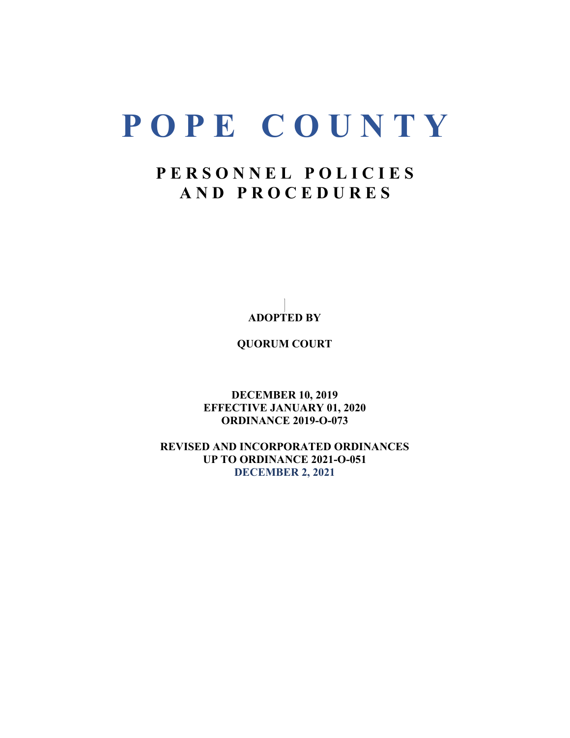# POPE COUNTY

## PERSONNEL POLICIES AND PROCEDURES

**ADOPTED BY**

**QUORUM COURT**

**DECEMBER 10, 2019**
**EFFECTIVE JANUARY 01, 2020**
**ORDINANCE 2019-O-073**

**REVISED AND INCORPORATED ORDINANCES**
**UP TO ORDINANCE 2021-O-051**
**DECEMBER 2, 2021**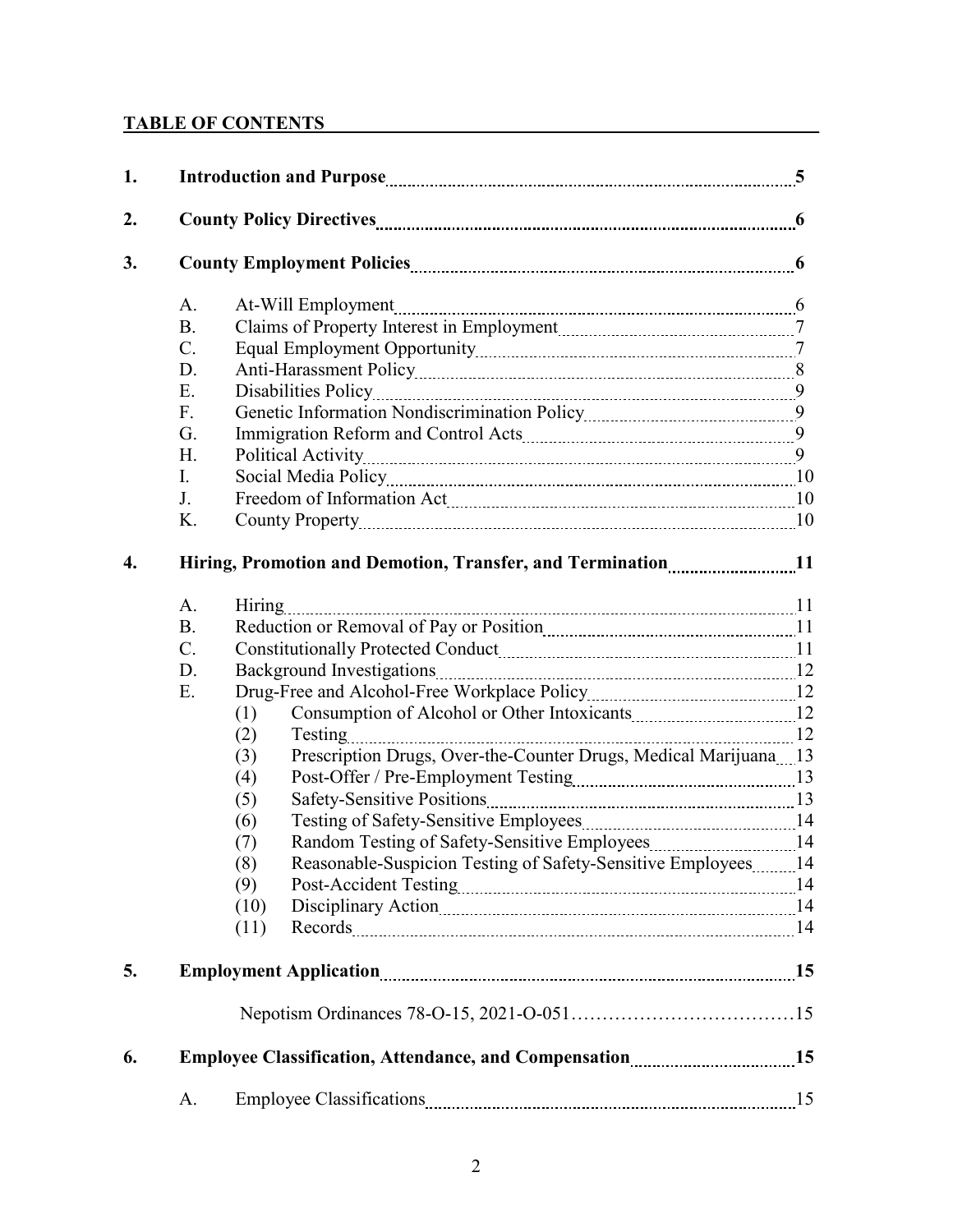## TABLE OF CONTENTS

**1. Introduction and Purpose** .......... **5**

**2. County Policy Directives** .......... **6**

**3. County Employment Policies** .......... **6**

- A. At-Will Employment .......... 6
- B. Claims of Property Interest in Employment .......... 7
- C. Equal Employment Opportunity .......... 7
- D. Anti-Harassment Policy .......... 8
- E. Disabilities Policy .......... 9
- F. Genetic Information Nondiscrimination Policy .......... 9
- G. Immigration Reform and Control Acts .......... 9
- H. Political Activity .......... 9
- I. Social Media Policy .......... 10
- J. Freedom of Information Act .......... 10
- K. County Property .......... 10

**4. Hiring, Promotion and Demotion, Transfer, and Termination** .......... **11**

- A. Hiring .......... 11
- B. Reduction or Removal of Pay or Position .......... 11
- C. Constitutionally Protected Conduct .......... 11
- D. Background Investigations .......... 12
- E. Drug-Free and Alcohol-Free Workplace Policy .......... 12
  - (1) Consumption of Alcohol or Other Intoxicants .......... 12
  - (2) Testing .......... 12
  - (3) Prescription Drugs, Over-the-Counter Drugs, Medical Marijuana .......... 13
  - (4) Post-Offer / Pre-Employment Testing .......... 13
  - (5) Safety-Sensitive Positions .......... 13
  - (6) Testing of Safety-Sensitive Employees .......... 14
  - (7) Random Testing of Safety-Sensitive Employees .......... 14
  - (8) Reasonable-Suspicion Testing of Safety-Sensitive Employees .......... 14
  - (9) Post-Accident Testing .......... 14
  - (10) Disciplinary Action .......... 14
  - (11) Records .......... 14

**5. Employment Application** .......... **15**

- Nepotism Ordinances 78-O-15, 2021-O-051 .......... 15

**6. Employee Classification, Attendance, and Compensation** .......... **15**

- A. Employee Classifications .......... 15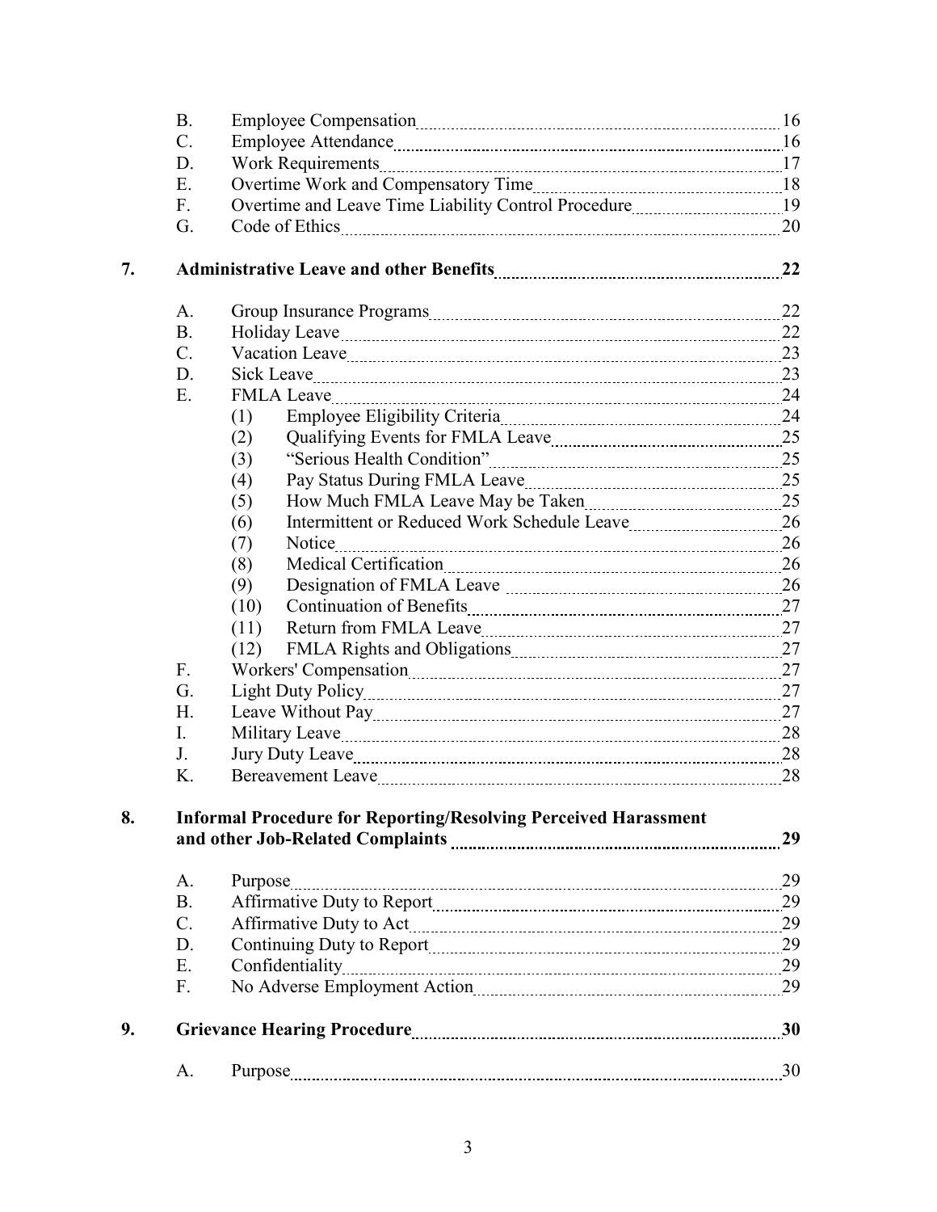| | | | Page |
|---|---|---|---|
| | B. | Employee Compensation | 16 |
| | C. | Employee Attendance | 16 |
| | D. | Work Requirements | 17 |
| | E. | Overtime Work and Compensatory Time | 18 |
| | F. | Overtime and Leave Time Liability Control Procedure | 19 |
| | G. | Code of Ethics | 20 |
| **7.** | | **Administrative Leave and other Benefits** | **22** |
| | A. | Group Insurance Programs | 22 |
| | B. | Holiday Leave | 22 |
| | C. | Vacation Leave | 23 |
| | D. | Sick Leave | 23 |
| | E. | FMLA Leave | 24 |
| | | (1) Employee Eligibility Criteria | 24 |
| | | (2) Qualifying Events for FMLA Leave | 25 |
| | | (3) "Serious Health Condition" | 25 |
| | | (4) Pay Status During FMLA Leave | 25 |
| | | (5) How Much FMLA Leave May be Taken | 25 |
| | | (6) Intermittent or Reduced Work Schedule Leave | 26 |
| | | (7) Notice | 26 |
| | | (8) Medical Certification | 26 |
| | | (9) Designation of FMLA Leave | 26 |
| | | (10) Continuation of Benefits | 27 |
| | | (11) Return from FMLA Leave | 27 |
| | | (12) FMLA Rights and Obligations | 27 |
| | F. | Workers' Compensation | 27 |
| | G. | Light Duty Policy | 27 |
| | H. | Leave Without Pay | 27 |
| | I. | Military Leave | 28 |
| | J. | Jury Duty Leave | 28 |
| | K. | Bereavement Leave | 28 |
| **8.** | | **Informal Procedure for Reporting/Resolving Perceived Harassment and other Job-Related Complaints** | **29** |
| | A. | Purpose | 29 |
| | B. | Affirmative Duty to Report | 29 |
| | C. | Affirmative Duty to Act | 29 |
| | D. | Continuing Duty to Report | 29 |
| | E. | Confidentiality | 29 |
| | F. | No Adverse Employment Action | 29 |
| **9.** | | **Grievance Hearing Procedure** | **30** |
| | A. | Purpose | 30 |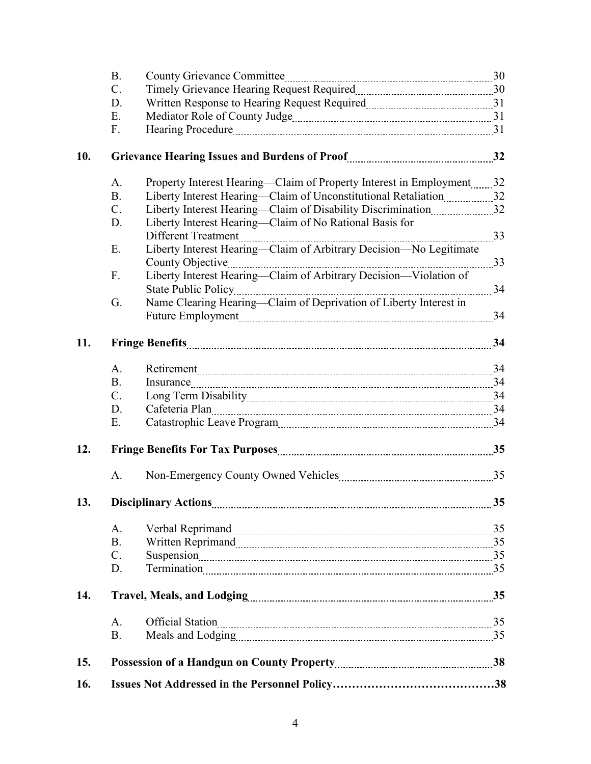B. County Grievance Committee ........ 30
C. Timely Grievance Hearing Request Required ........ 30
D. Written Response to Hearing Request Required ........ 31
E. Mediator Role of County Judge ........ 31
F. Hearing Procedure ........ 31

**10. Grievance Hearing Issues and Burdens of Proof ........ 32**

A. Property Interest Hearing—Claim of Property Interest in Employment ........ 32
B. Liberty Interest Hearing—Claim of Unconstitutional Retaliation ........ 32
C. Liberty Interest Hearing—Claim of Disability Discrimination ........ 32
D. Liberty Interest Hearing—Claim of No Rational Basis for Different Treatment ........ 33
E. Liberty Interest Hearing—Claim of Arbitrary Decision—No Legitimate County Objective ........ 33
F. Liberty Interest Hearing—Claim of Arbitrary Decision—Violation of State Public Policy ........ 34
G. Name Clearing Hearing—Claim of Deprivation of Liberty Interest in Future Employment ........ 34

**11. Fringe Benefits ........ 34**

A. Retirement ........ 34
B. Insurance ........ 34
C. Long Term Disability ........ 34
D. Cafeteria Plan ........ 34
E. Catastrophic Leave Program ........ 34

**12. Fringe Benefits For Tax Purposes ........ 35**

A. Non-Emergency County Owned Vehicles ........ 35

**13. Disciplinary Actions ........ 35**

A. Verbal Reprimand ........ 35
B. Written Reprimand ........ 35
C. Suspension ........ 35
D. Termination ........ 35

**14. Travel, Meals, and Lodging ........ 35**

A. Official Station ........ 35
B. Meals and Lodging ........ 35

**15. Possession of a Handgun on County Property ........ 38**

**16. Issues Not Addressed in the Personnel Policy…………………………………38**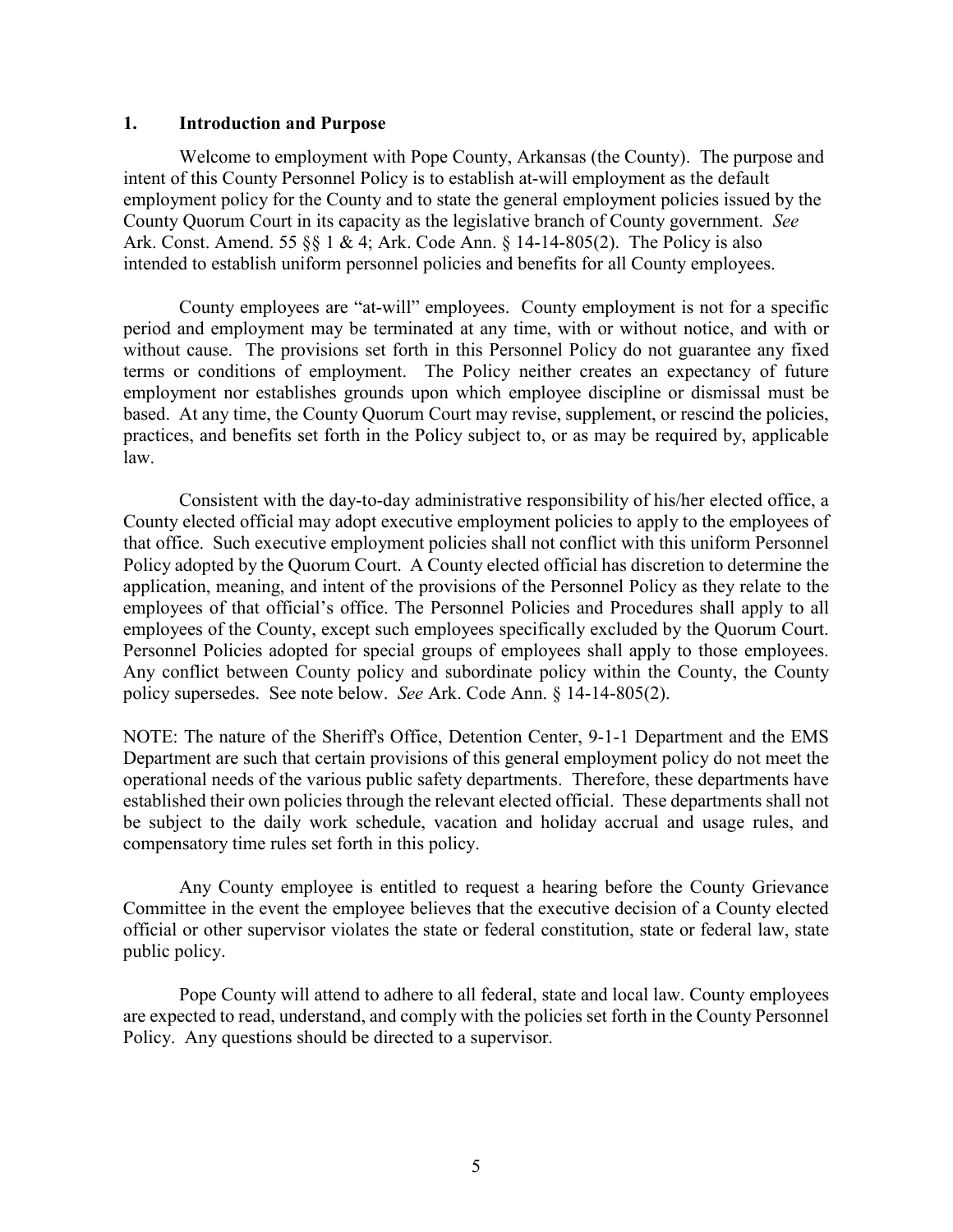## 1. Introduction and Purpose

Welcome to employment with Pope County, Arkansas (the County). The purpose and intent of this County Personnel Policy is to establish at-will employment as the default employment policy for the County and to state the general employment policies issued by the County Quorum Court in its capacity as the legislative branch of County government. *See* Ark. Const. Amend. 55 §§ 1 & 4; Ark. Code Ann. § 14-14-805(2). The Policy is also intended to establish uniform personnel policies and benefits for all County employees.

County employees are "at-will" employees. County employment is not for a specific period and employment may be terminated at any time, with or without notice, and with or without cause. The provisions set forth in this Personnel Policy do not guarantee any fixed terms or conditions of employment. The Policy neither creates an expectancy of future employment nor establishes grounds upon which employee discipline or dismissal must be based. At any time, the County Quorum Court may revise, supplement, or rescind the policies, practices, and benefits set forth in the Policy subject to, or as may be required by, applicable law.

Consistent with the day-to-day administrative responsibility of his/her elected office, a County elected official may adopt executive employment policies to apply to the employees of that office. Such executive employment policies shall not conflict with this uniform Personnel Policy adopted by the Quorum Court. A County elected official has discretion to determine the application, meaning, and intent of the provisions of the Personnel Policy as they relate to the employees of that official's office. The Personnel Policies and Procedures shall apply to all employees of the County, except such employees specifically excluded by the Quorum Court. Personnel Policies adopted for special groups of employees shall apply to those employees. Any conflict between County policy and subordinate policy within the County, the County policy supersedes. See note below. *See* Ark. Code Ann. § 14-14-805(2).

NOTE: The nature of the Sheriff's Office, Detention Center, 9-1-1 Department and the EMS Department are such that certain provisions of this general employment policy do not meet the operational needs of the various public safety departments. Therefore, these departments have established their own policies through the relevant elected official. These departments shall not be subject to the daily work schedule, vacation and holiday accrual and usage rules, and compensatory time rules set forth in this policy.

Any County employee is entitled to request a hearing before the County Grievance Committee in the event the employee believes that the executive decision of a County elected official or other supervisor violates the state or federal constitution, state or federal law, state public policy.

Pope County will attend to adhere to all federal, state and local law. County employees are expected to read, understand, and comply with the policies set forth in the County Personnel Policy. Any questions should be directed to a supervisor.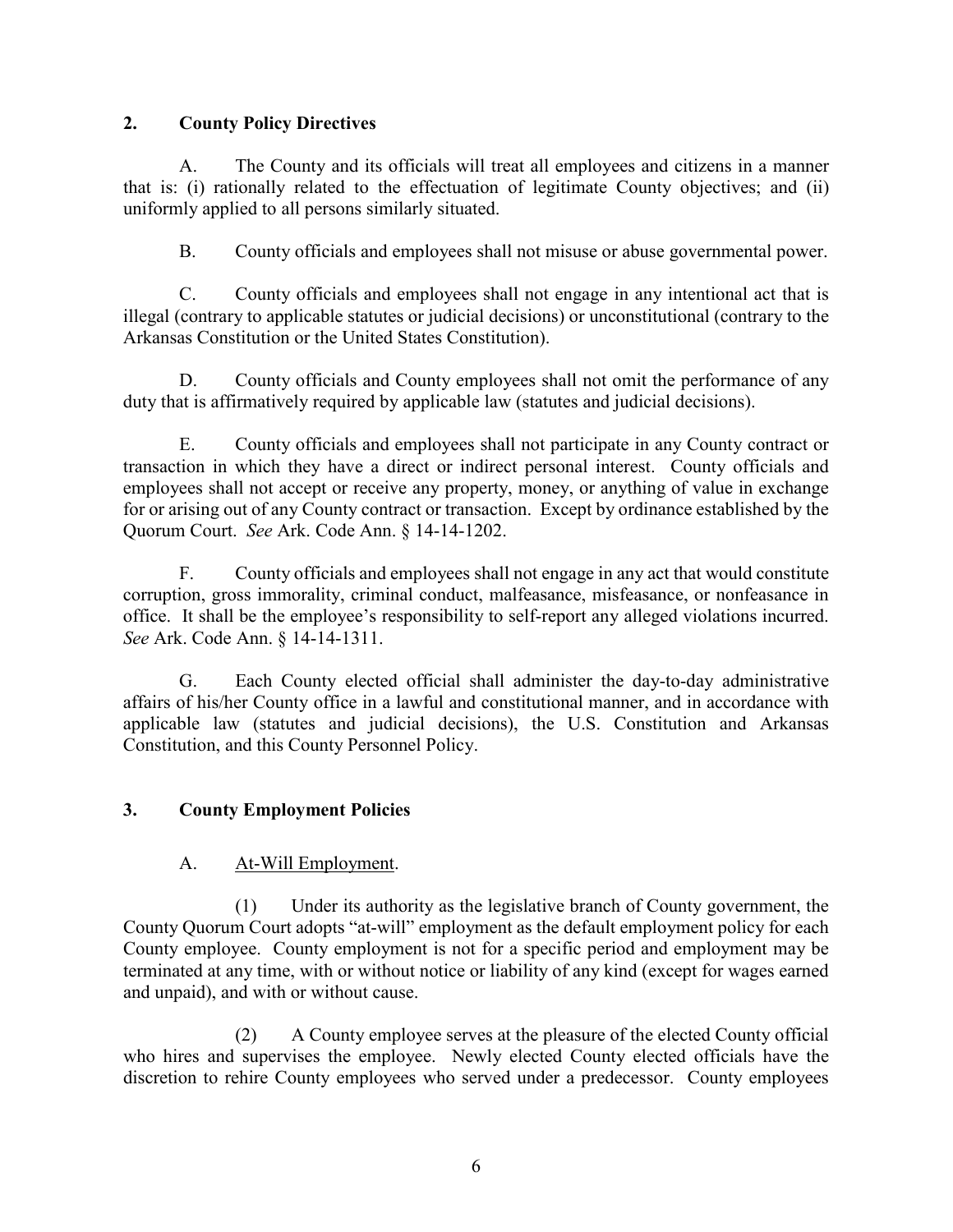## 2. County Policy Directives

A. The County and its officials will treat all employees and citizens in a manner that is: (i) rationally related to the effectuation of legitimate County objectives; and (ii) uniformly applied to all persons similarly situated.

B. County officials and employees shall not misuse or abuse governmental power.

C. County officials and employees shall not engage in any intentional act that is illegal (contrary to applicable statutes or judicial decisions) or unconstitutional (contrary to the Arkansas Constitution or the United States Constitution).

D. County officials and County employees shall not omit the performance of any duty that is affirmatively required by applicable law (statutes and judicial decisions).

E. County officials and employees shall not participate in any County contract or transaction in which they have a direct or indirect personal interest. County officials and employees shall not accept or receive any property, money, or anything of value in exchange for or arising out of any County contract or transaction. Except by ordinance established by the Quorum Court. *See* Ark. Code Ann. § 14-14-1202.

F. County officials and employees shall not engage in any act that would constitute corruption, gross immorality, criminal conduct, malfeasance, misfeasance, or nonfeasance in office. It shall be the employee's responsibility to self-report any alleged violations incurred. *See* Ark. Code Ann. § 14-14-1311.

G. Each County elected official shall administer the day-to-day administrative affairs of his/her County office in a lawful and constitutional manner, and in accordance with applicable law (statutes and judicial decisions), the U.S. Constitution and Arkansas Constitution, and this County Personnel Policy.

## 3. County Employment Policies

A. <u>At-Will Employment</u>.

(1) Under its authority as the legislative branch of County government, the County Quorum Court adopts "at-will" employment as the default employment policy for each County employee. County employment is not for a specific period and employment may be terminated at any time, with or without notice or liability of any kind (except for wages earned and unpaid), and with or without cause.

(2) A County employee serves at the pleasure of the elected County official who hires and supervises the employee. Newly elected County elected officials have the discretion to rehire County employees who served under a predecessor. County employees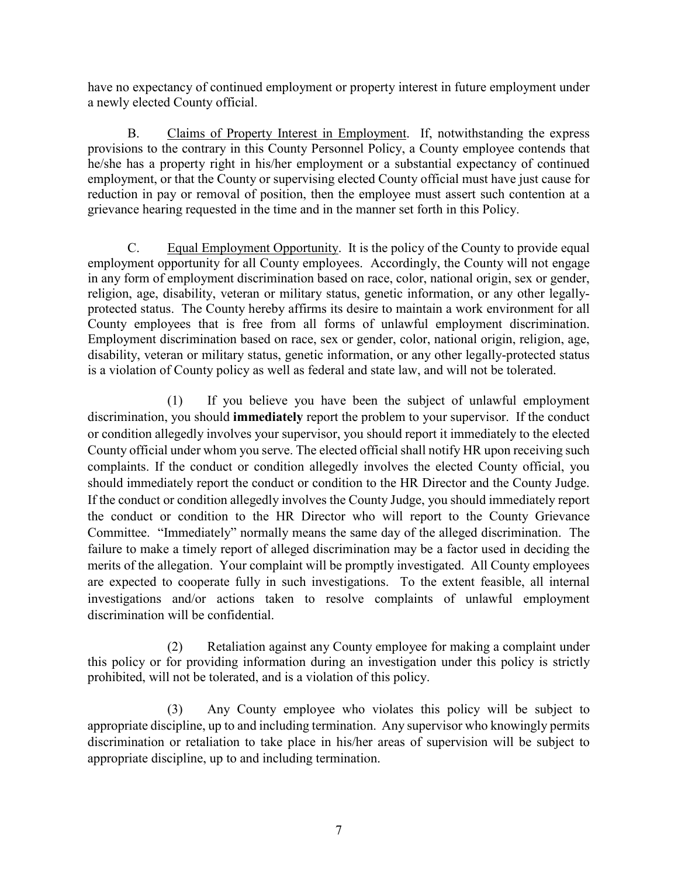have no expectancy of continued employment or property interest in future employment under a newly elected County official.

B. Claims of Property Interest in Employment. If, notwithstanding the express provisions to the contrary in this County Personnel Policy, a County employee contends that he/she has a property right in his/her employment or a substantial expectancy of continued employment, or that the County or supervising elected County official must have just cause for reduction in pay or removal of position, then the employee must assert such contention at a grievance hearing requested in the time and in the manner set forth in this Policy.

C. Equal Employment Opportunity. It is the policy of the County to provide equal employment opportunity for all County employees. Accordingly, the County will not engage in any form of employment discrimination based on race, color, national origin, sex or gender, religion, age, disability, veteran or military status, genetic information, or any other legally-protected status. The County hereby affirms its desire to maintain a work environment for all County employees that is free from all forms of unlawful employment discrimination. Employment discrimination based on race, sex or gender, color, national origin, religion, age, disability, veteran or military status, genetic information, or any other legally-protected status is a violation of County policy as well as federal and state law, and will not be tolerated.

(1) If you believe you have been the subject of unlawful employment discrimination, you should **immediately** report the problem to your supervisor. If the conduct or condition allegedly involves your supervisor, you should report it immediately to the elected County official under whom you serve. The elected official shall notify HR upon receiving such complaints. If the conduct or condition allegedly involves the elected County official, you should immediately report the conduct or condition to the HR Director and the County Judge. If the conduct or condition allegedly involves the County Judge, you should immediately report the conduct or condition to the HR Director who will report to the County Grievance Committee. "Immediately" normally means the same day of the alleged discrimination. The failure to make a timely report of alleged discrimination may be a factor used in deciding the merits of the allegation. Your complaint will be promptly investigated. All County employees are expected to cooperate fully in such investigations. To the extent feasible, all internal investigations and/or actions taken to resolve complaints of unlawful employment discrimination will be confidential.

(2) Retaliation against any County employee for making a complaint under this policy or for providing information during an investigation under this policy is strictly prohibited, will not be tolerated, and is a violation of this policy.

(3) Any County employee who violates this policy will be subject to appropriate discipline, up to and including termination. Any supervisor who knowingly permits discrimination or retaliation to take place in his/her areas of supervision will be subject to appropriate discipline, up to and including termination.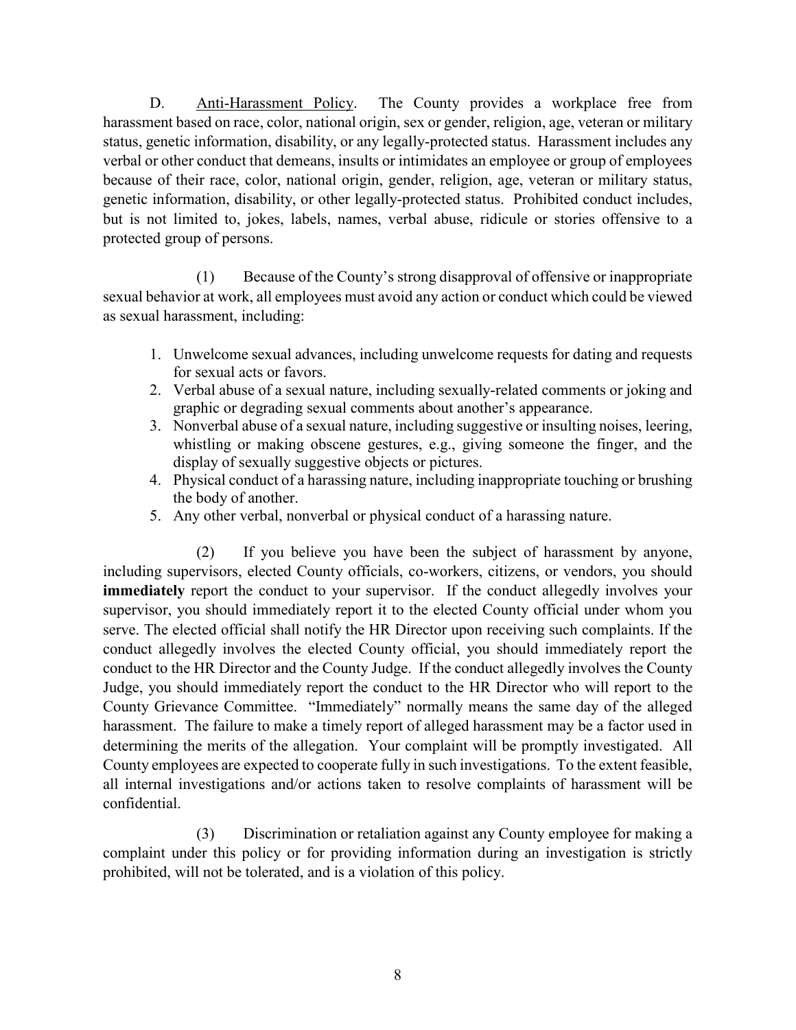D. Anti-Harassment Policy. The County provides a workplace free from harassment based on race, color, national origin, sex or gender, religion, age, veteran or military status, genetic information, disability, or any legally-protected status. Harassment includes any verbal or other conduct that demeans, insults or intimidates an employee or group of employees because of their race, color, national origin, gender, religion, age, veteran or military status, genetic information, disability, or other legally-protected status. Prohibited conduct includes, but is not limited to, jokes, labels, names, verbal abuse, ridicule or stories offensive to a protected group of persons.

(1) Because of the County's strong disapproval of offensive or inappropriate sexual behavior at work, all employees must avoid any action or conduct which could be viewed as sexual harassment, including:

1. Unwelcome sexual advances, including unwelcome requests for dating and requests for sexual acts or favors.
2. Verbal abuse of a sexual nature, including sexually-related comments or joking and graphic or degrading sexual comments about another's appearance.
3. Nonverbal abuse of a sexual nature, including suggestive or insulting noises, leering, whistling or making obscene gestures, e.g., giving someone the finger, and the display of sexually suggestive objects or pictures.
4. Physical conduct of a harassing nature, including inappropriate touching or brushing the body of another.
5. Any other verbal, nonverbal or physical conduct of a harassing nature.

(2) If you believe you have been the subject of harassment by anyone, including supervisors, elected County officials, co-workers, citizens, or vendors, you should **immediately** report the conduct to your supervisor. If the conduct allegedly involves your supervisor, you should immediately report it to the elected County official under whom you serve. The elected official shall notify the HR Director upon receiving such complaints. If the conduct allegedly involves the elected County official, you should immediately report the conduct to the HR Director and the County Judge. If the conduct allegedly involves the County Judge, you should immediately report the conduct to the HR Director who will report to the County Grievance Committee. "Immediately" normally means the same day of the alleged harassment. The failure to make a timely report of alleged harassment may be a factor used in determining the merits of the allegation. Your complaint will be promptly investigated. All County employees are expected to cooperate fully in such investigations. To the extent feasible, all internal investigations and/or actions taken to resolve complaints of harassment will be confidential.

(3) Discrimination or retaliation against any County employee for making a complaint under this policy or for providing information during an investigation is strictly prohibited, will not be tolerated, and is a violation of this policy.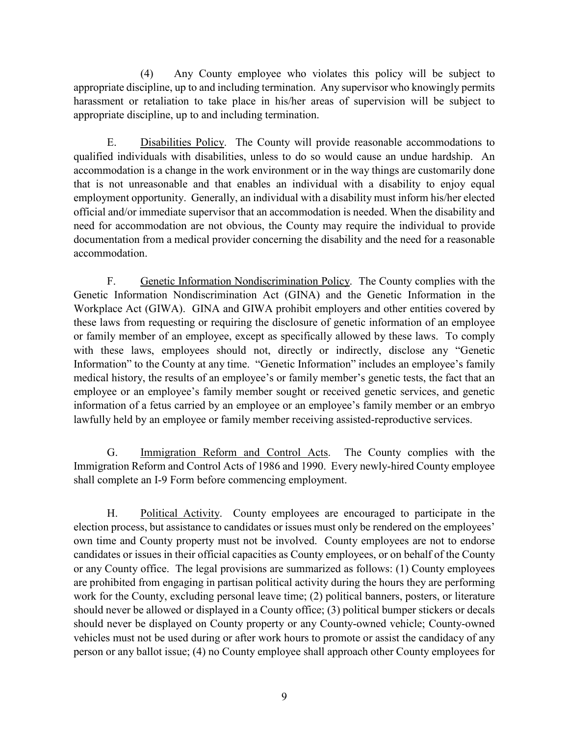(4) Any County employee who violates this policy will be subject to appropriate discipline, up to and including termination. Any supervisor who knowingly permits harassment or retaliation to take place in his/her areas of supervision will be subject to appropriate discipline, up to and including termination.

E. Disabilities Policy. The County will provide reasonable accommodations to qualified individuals with disabilities, unless to do so would cause an undue hardship. An accommodation is a change in the work environment or in the way things are customarily done that is not unreasonable and that enables an individual with a disability to enjoy equal employment opportunity. Generally, an individual with a disability must inform his/her elected official and/or immediate supervisor that an accommodation is needed. When the disability and need for accommodation are not obvious, the County may require the individual to provide documentation from a medical provider concerning the disability and the need for a reasonable accommodation.

F. Genetic Information Nondiscrimination Policy. The County complies with the Genetic Information Nondiscrimination Act (GINA) and the Genetic Information in the Workplace Act (GIWA). GINA and GIWA prohibit employers and other entities covered by these laws from requesting or requiring the disclosure of genetic information of an employee or family member of an employee, except as specifically allowed by these laws. To comply with these laws, employees should not, directly or indirectly, disclose any "Genetic Information" to the County at any time. "Genetic Information" includes an employee's family medical history, the results of an employee's or family member's genetic tests, the fact that an employee or an employee's family member sought or received genetic services, and genetic information of a fetus carried by an employee or an employee's family member or an embryo lawfully held by an employee or family member receiving assisted-reproductive services.

G. Immigration Reform and Control Acts. The County complies with the Immigration Reform and Control Acts of 1986 and 1990. Every newly-hired County employee shall complete an I-9 Form before commencing employment.

H. Political Activity. County employees are encouraged to participate in the election process, but assistance to candidates or issues must only be rendered on the employees' own time and County property must not be involved. County employees are not to endorse candidates or issues in their official capacities as County employees, or on behalf of the County or any County office. The legal provisions are summarized as follows: (1) County employees are prohibited from engaging in partisan political activity during the hours they are performing work for the County, excluding personal leave time; (2) political banners, posters, or literature should never be allowed or displayed in a County office; (3) political bumper stickers or decals should never be displayed on County property or any County-owned vehicle; County-owned vehicles must not be used during or after work hours to promote or assist the candidacy of any person or any ballot issue; (4) no County employee shall approach other County employees for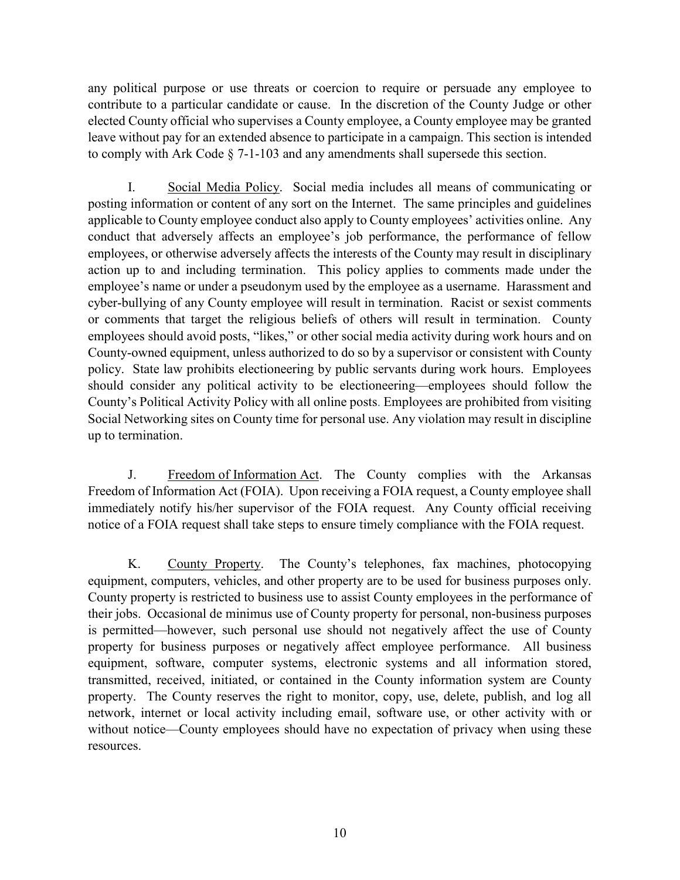any political purpose or use threats or coercion to require or persuade any employee to contribute to a particular candidate or cause. In the discretion of the County Judge or other elected County official who supervises a County employee, a County employee may be granted leave without pay for an extended absence to participate in a campaign. This section is intended to comply with Ark Code § 7-1-103 and any amendments shall supersede this section.

I. Social Media Policy. Social media includes all means of communicating or posting information or content of any sort on the Internet. The same principles and guidelines applicable to County employee conduct also apply to County employees' activities online. Any conduct that adversely affects an employee's job performance, the performance of fellow employees, or otherwise adversely affects the interests of the County may result in disciplinary action up to and including termination. This policy applies to comments made under the employee's name or under a pseudonym used by the employee as a username. Harassment and cyber-bullying of any County employee will result in termination. Racist or sexist comments or comments that target the religious beliefs of others will result in termination. County employees should avoid posts, "likes," or other social media activity during work hours and on County-owned equipment, unless authorized to do so by a supervisor or consistent with County policy. State law prohibits electioneering by public servants during work hours. Employees should consider any political activity to be electioneering—employees should follow the County's Political Activity Policy with all online posts. Employees are prohibited from visiting Social Networking sites on County time for personal use. Any violation may result in discipline up to termination.

J. Freedom of Information Act. The County complies with the Arkansas Freedom of Information Act (FOIA). Upon receiving a FOIA request, a County employee shall immediately notify his/her supervisor of the FOIA request. Any County official receiving notice of a FOIA request shall take steps to ensure timely compliance with the FOIA request.

K. County Property. The County's telephones, fax machines, photocopying equipment, computers, vehicles, and other property are to be used for business purposes only. County property is restricted to business use to assist County employees in the performance of their jobs. Occasional de minimus use of County property for personal, non-business purposes is permitted—however, such personal use should not negatively affect the use of County property for business purposes or negatively affect employee performance. All business equipment, software, computer systems, electronic systems and all information stored, transmitted, received, initiated, or contained in the County information system are County property. The County reserves the right to monitor, copy, use, delete, publish, and log all network, internet or local activity including email, software use, or other activity with or without notice—County employees should have no expectation of privacy when using these resources.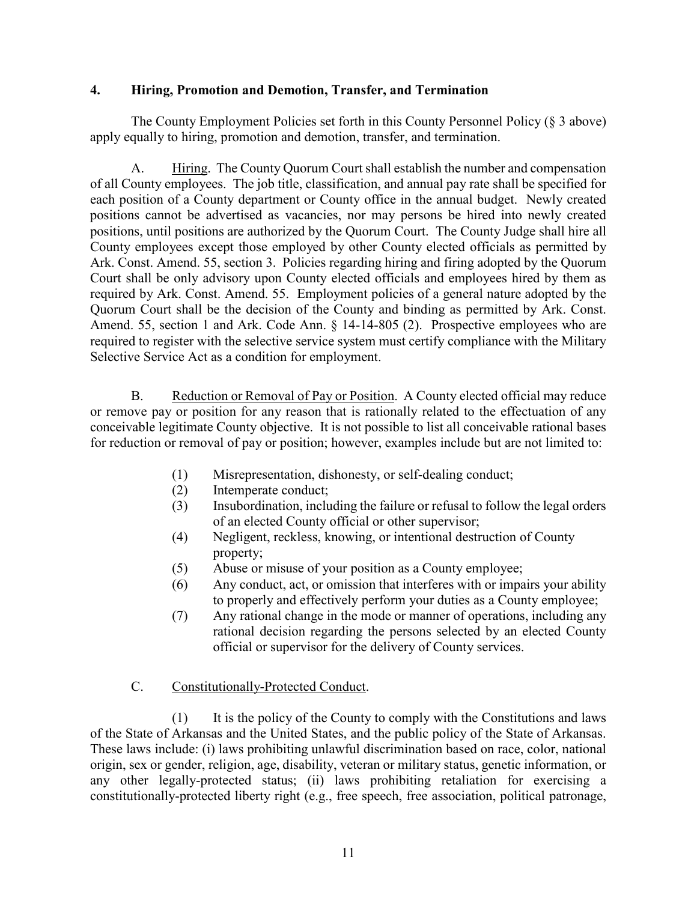## 4. Hiring, Promotion and Demotion, Transfer, and Termination

The County Employment Policies set forth in this County Personnel Policy (§ 3 above) apply equally to hiring, promotion and demotion, transfer, and termination.

A. Hiring. The County Quorum Court shall establish the number and compensation of all County employees. The job title, classification, and annual pay rate shall be specified for each position of a County department or County office in the annual budget. Newly created positions cannot be advertised as vacancies, nor may persons be hired into newly created positions, until positions are authorized by the Quorum Court. The County Judge shall hire all County employees except those employed by other County elected officials as permitted by Ark. Const. Amend. 55, section 3. Policies regarding hiring and firing adopted by the Quorum Court shall be only advisory upon County elected officials and employees hired by them as required by Ark. Const. Amend. 55. Employment policies of a general nature adopted by the Quorum Court shall be the decision of the County and binding as permitted by Ark. Const. Amend. 55, section 1 and Ark. Code Ann. § 14-14-805 (2). Prospective employees who are required to register with the selective service system must certify compliance with the Military Selective Service Act as a condition for employment.

B. Reduction or Removal of Pay or Position. A County elected official may reduce or remove pay or position for any reason that is rationally related to the effectuation of any conceivable legitimate County objective. It is not possible to list all conceivable rational bases for reduction or removal of pay or position; however, examples include but are not limited to:

(1) Misrepresentation, dishonesty, or self-dealing conduct;
(2) Intemperate conduct;
(3) Insubordination, including the failure or refusal to follow the legal orders of an elected County official or other supervisor;
(4) Negligent, reckless, knowing, or intentional destruction of County property;
(5) Abuse or misuse of your position as a County employee;
(6) Any conduct, act, or omission that interferes with or impairs your ability to properly and effectively perform your duties as a County employee;
(7) Any rational change in the mode or manner of operations, including any rational decision regarding the persons selected by an elected County official or supervisor for the delivery of County services.

C. Constitutionally-Protected Conduct.

(1) It is the policy of the County to comply with the Constitutions and laws of the State of Arkansas and the United States, and the public policy of the State of Arkansas. These laws include: (i) laws prohibiting unlawful discrimination based on race, color, national origin, sex or gender, religion, age, disability, veteran or military status, genetic information, or any other legally-protected status; (ii) laws prohibiting retaliation for exercising a constitutionally-protected liberty right (e.g., free speech, free association, political patronage,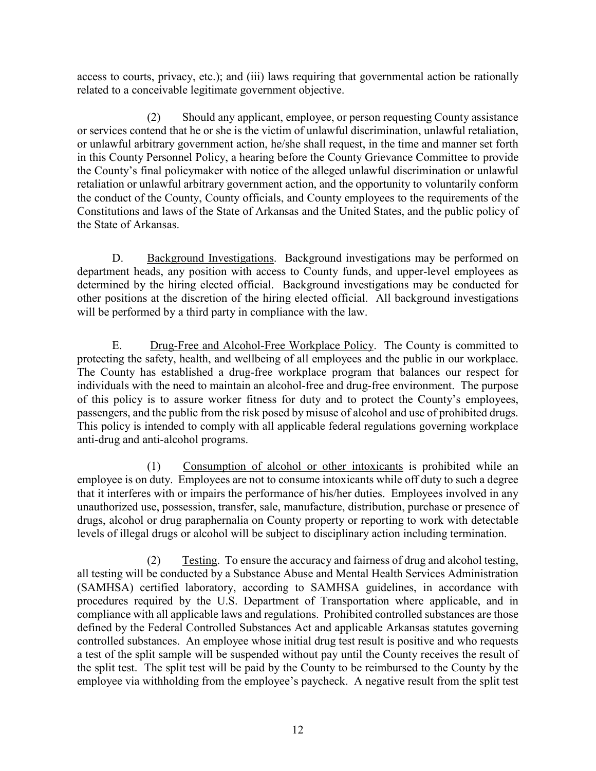access to courts, privacy, etc.); and (iii) laws requiring that governmental action be rationally related to a conceivable legitimate government objective.

(2) Should any applicant, employee, or person requesting County assistance or services contend that he or she is the victim of unlawful discrimination, unlawful retaliation, or unlawful arbitrary government action, he/she shall request, in the time and manner set forth in this County Personnel Policy, a hearing before the County Grievance Committee to provide the County's final policymaker with notice of the alleged unlawful discrimination or unlawful retaliation or unlawful arbitrary government action, and the opportunity to voluntarily conform the conduct of the County, County officials, and County employees to the requirements of the Constitutions and laws of the State of Arkansas and the United States, and the public policy of the State of Arkansas.

D. Background Investigations. Background investigations may be performed on department heads, any position with access to County funds, and upper-level employees as determined by the hiring elected official. Background investigations may be conducted for other positions at the discretion of the hiring elected official. All background investigations will be performed by a third party in compliance with the law.

E. Drug-Free and Alcohol-Free Workplace Policy. The County is committed to protecting the safety, health, and wellbeing of all employees and the public in our workplace. The County has established a drug-free workplace program that balances our respect for individuals with the need to maintain an alcohol-free and drug-free environment. The purpose of this policy is to assure worker fitness for duty and to protect the County's employees, passengers, and the public from the risk posed by misuse of alcohol and use of prohibited drugs. This policy is intended to comply with all applicable federal regulations governing workplace anti-drug and anti-alcohol programs.

(1) Consumption of alcohol or other intoxicants is prohibited while an employee is on duty. Employees are not to consume intoxicants while off duty to such a degree that it interferes with or impairs the performance of his/her duties. Employees involved in any unauthorized use, possession, transfer, sale, manufacture, distribution, purchase or presence of drugs, alcohol or drug paraphernalia on County property or reporting to work with detectable levels of illegal drugs or alcohol will be subject to disciplinary action including termination.

(2) Testing. To ensure the accuracy and fairness of drug and alcohol testing, all testing will be conducted by a Substance Abuse and Mental Health Services Administration (SAMHSA) certified laboratory, according to SAMHSA guidelines, in accordance with procedures required by the U.S. Department of Transportation where applicable, and in compliance with all applicable laws and regulations. Prohibited controlled substances are those defined by the Federal Controlled Substances Act and applicable Arkansas statutes governing controlled substances. An employee whose initial drug test result is positive and who requests a test of the split sample will be suspended without pay until the County receives the result of the split test. The split test will be paid by the County to be reimbursed to the County by the employee via withholding from the employee's paycheck. A negative result from the split test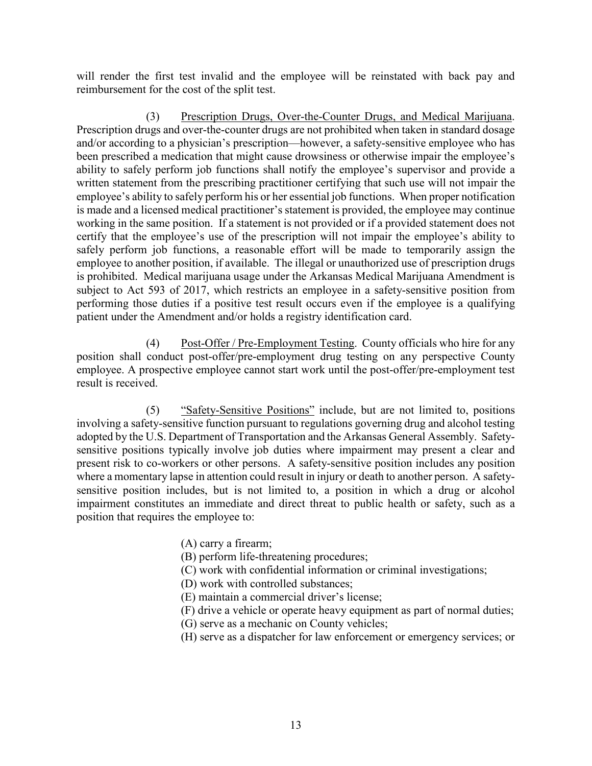will render the first test invalid and the employee will be reinstated with back pay and reimbursement for the cost of the split test.

(3) Prescription Drugs, Over-the-Counter Drugs, and Medical Marijuana. Prescription drugs and over-the-counter drugs are not prohibited when taken in standard dosage and/or according to a physician's prescription—however, a safety-sensitive employee who has been prescribed a medication that might cause drowsiness or otherwise impair the employee's ability to safely perform job functions shall notify the employee's supervisor and provide a written statement from the prescribing practitioner certifying that such use will not impair the employee's ability to safely perform his or her essential job functions. When proper notification is made and a licensed medical practitioner's statement is provided, the employee may continue working in the same position. If a statement is not provided or if a provided statement does not certify that the employee's use of the prescription will not impair the employee's ability to safely perform job functions, a reasonable effort will be made to temporarily assign the employee to another position, if available. The illegal or unauthorized use of prescription drugs is prohibited. Medical marijuana usage under the Arkansas Medical Marijuana Amendment is subject to Act 593 of 2017, which restricts an employee in a safety-sensitive position from performing those duties if a positive test result occurs even if the employee is a qualifying patient under the Amendment and/or holds a registry identification card.

(4) Post-Offer / Pre-Employment Testing. County officials who hire for any position shall conduct post-offer/pre-employment drug testing on any perspective County employee. A prospective employee cannot start work until the post-offer/pre-employment test result is received.

(5) "Safety-Sensitive Positions" include, but are not limited to, positions involving a safety-sensitive function pursuant to regulations governing drug and alcohol testing adopted by the U.S. Department of Transportation and the Arkansas General Assembly. Safety-sensitive positions typically involve job duties where impairment may present a clear and present risk to co-workers or other persons. A safety-sensitive position includes any position where a momentary lapse in attention could result in injury or death to another person. A safety-sensitive position includes, but is not limited to, a position in which a drug or alcohol impairment constitutes an immediate and direct threat to public health or safety, such as a position that requires the employee to:

(A) carry a firearm;
(B) perform life-threatening procedures;
(C) work with confidential information or criminal investigations;
(D) work with controlled substances;
(E) maintain a commercial driver's license;
(F) drive a vehicle or operate heavy equipment as part of normal duties;
(G) serve as a mechanic on County vehicles;
(H) serve as a dispatcher for law enforcement or emergency services; or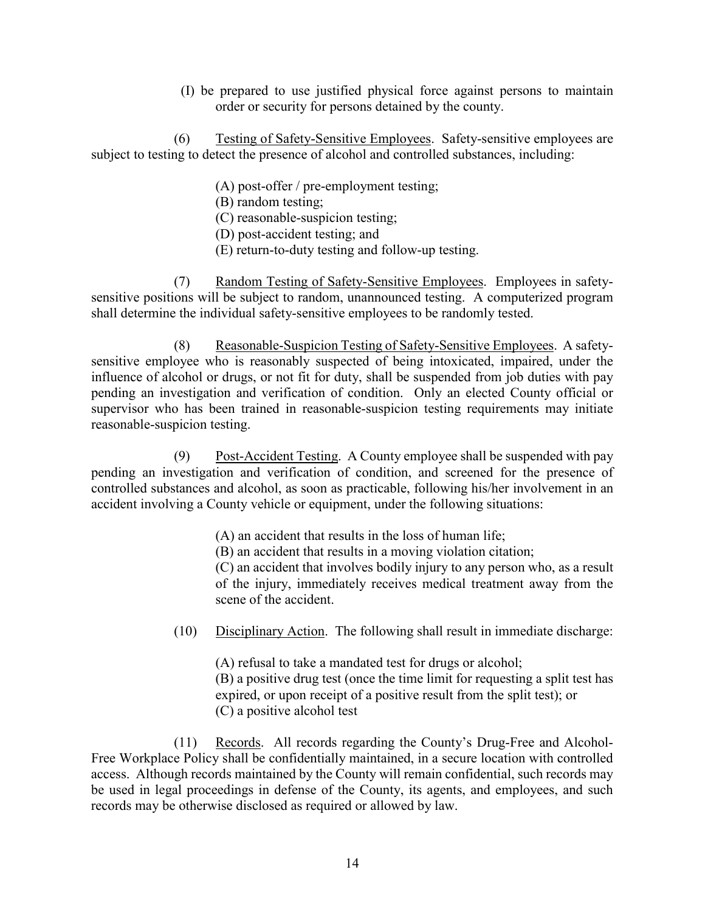(I) be prepared to use justified physical force against persons to maintain order or security for persons detained by the county.

(6) <u>Testing of Safety-Sensitive Employees</u>. Safety-sensitive employees are subject to testing to detect the presence of alcohol and controlled substances, including:

(A) post-offer / pre-employment testing;
(B) random testing;
(C) reasonable-suspicion testing;
(D) post-accident testing; and
(E) return-to-duty testing and follow-up testing.

(7) <u>Random Testing of Safety-Sensitive Employees</u>. Employees in safety-sensitive positions will be subject to random, unannounced testing. A computerized program shall determine the individual safety-sensitive employees to be randomly tested.

(8) <u>Reasonable-Suspicion Testing of Safety-Sensitive Employees</u>. A safety-sensitive employee who is reasonably suspected of being intoxicated, impaired, under the influence of alcohol or drugs, or not fit for duty, shall be suspended from job duties with pay pending an investigation and verification of condition. Only an elected County official or supervisor who has been trained in reasonable-suspicion testing requirements may initiate reasonable-suspicion testing.

(9) <u>Post-Accident Testing</u>. A County employee shall be suspended with pay pending an investigation and verification of condition, and screened for the presence of controlled substances and alcohol, as soon as practicable, following his/her involvement in an accident involving a County vehicle or equipment, under the following situations:

(A) an accident that results in the loss of human life;
(B) an accident that results in a moving violation citation;
(C) an accident that involves bodily injury to any person who, as a result of the injury, immediately receives medical treatment away from the scene of the accident.

(10) <u>Disciplinary Action</u>. The following shall result in immediate discharge:

(A) refusal to take a mandated test for drugs or alcohol;
(B) a positive drug test (once the time limit for requesting a split test has expired, or upon receipt of a positive result from the split test); or
(C) a positive alcohol test

(11) <u>Records</u>. All records regarding the County's Drug-Free and Alcohol-Free Workplace Policy shall be confidentially maintained, in a secure location with controlled access. Although records maintained by the County will remain confidential, such records may be used in legal proceedings in defense of the County, its agents, and employees, and such records may be otherwise disclosed as required or allowed by law.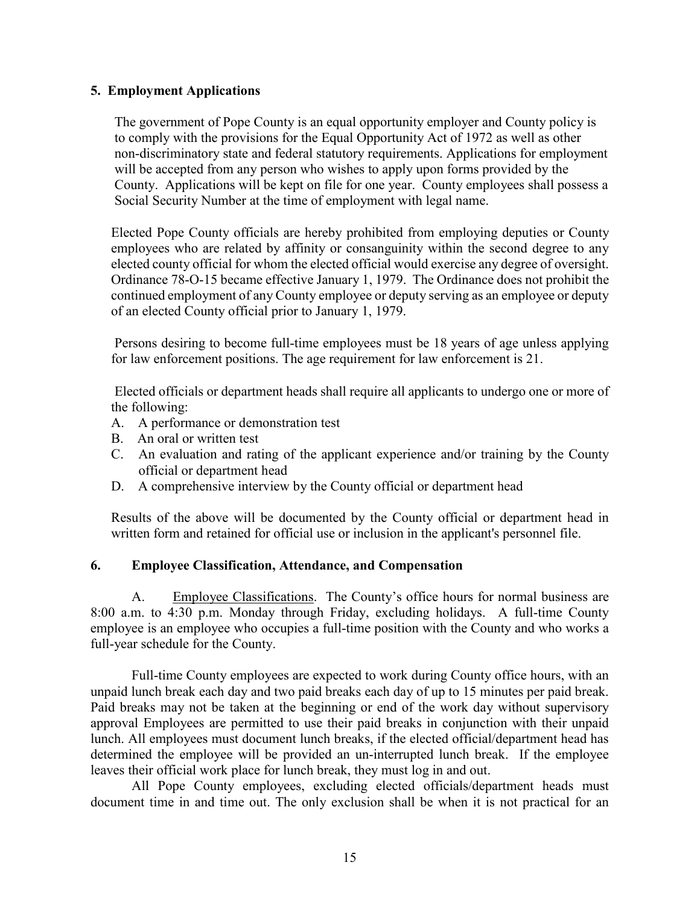## 5. Employment Applications

The government of Pope County is an equal opportunity employer and County policy is to comply with the provisions for the Equal Opportunity Act of 1972 as well as other non-discriminatory state and federal statutory requirements. Applications for employment will be accepted from any person who wishes to apply upon forms provided by the County. Applications will be kept on file for one year. County employees shall possess a Social Security Number at the time of employment with legal name.

Elected Pope County officials are hereby prohibited from employing deputies or County employees who are related by affinity or consanguinity within the second degree to any elected county official for whom the elected official would exercise any degree of oversight. Ordinance 78-O-15 became effective January 1, 1979. The Ordinance does not prohibit the continued employment of any County employee or deputy serving as an employee or deputy of an elected County official prior to January 1, 1979.

Persons desiring to become full-time employees must be 18 years of age unless applying for law enforcement positions. The age requirement for law enforcement is 21.

Elected officials or department heads shall require all applicants to undergo one or more of the following:

A. A performance or demonstration test
B. An oral or written test
C. An evaluation and rating of the applicant experience and/or training by the County official or department head
D. A comprehensive interview by the County official or department head

Results of the above will be documented by the County official or department head in written form and retained for official use or inclusion in the applicant's personnel file.

## 6. Employee Classification, Attendance, and Compensation

A. Employee Classifications. The County's office hours for normal business are 8:00 a.m. to 4:30 p.m. Monday through Friday, excluding holidays. A full-time County employee is an employee who occupies a full-time position with the County and who works a full-year schedule for the County.

Full-time County employees are expected to work during County office hours, with an unpaid lunch break each day and two paid breaks each day of up to 15 minutes per paid break. Paid breaks may not be taken at the beginning or end of the work day without supervisory approval Employees are permitted to use their paid breaks in conjunction with their unpaid lunch. All employees must document lunch breaks, if the elected official/department head has determined the employee will be provided an un-interrupted lunch break. If the employee leaves their official work place for lunch break, they must log in and out.

All Pope County employees, excluding elected officials/department heads must document time in and time out. The only exclusion shall be when it is not practical for an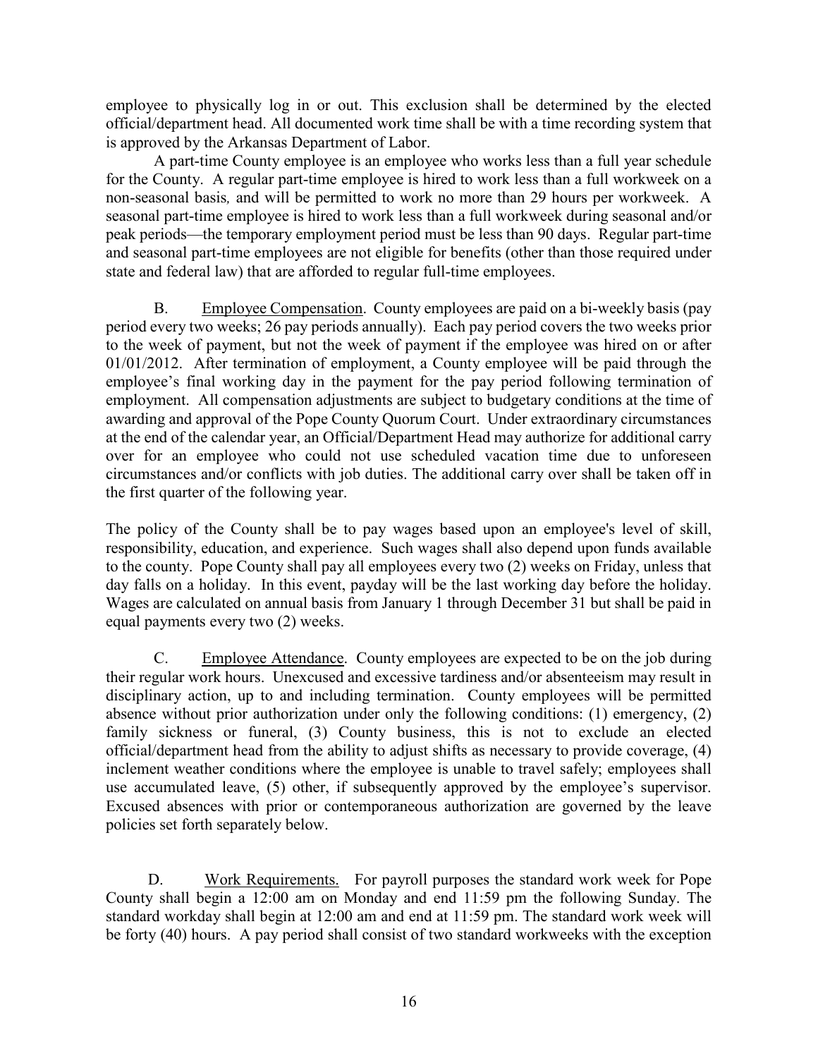employee to physically log in or out. This exclusion shall be determined by the elected official/department head. All documented work time shall be with a time recording system that is approved by the Arkansas Department of Labor.

A part-time County employee is an employee who works less than a full year schedule for the County. A regular part-time employee is hired to work less than a full workweek on a non-seasonal basis*,* and will be permitted to work no more than 29 hours per workweek. A seasonal part-time employee is hired to work less than a full workweek during seasonal and/or peak periods—the temporary employment period must be less than 90 days. Regular part-time and seasonal part-time employees are not eligible for benefits (other than those required under state and federal law) that are afforded to regular full-time employees.

B. <u>Employee Compensation</u>. County employees are paid on a bi-weekly basis (pay period every two weeks; 26 pay periods annually). Each pay period covers the two weeks prior to the week of payment, but not the week of payment if the employee was hired on or after 01/01/2012. After termination of employment, a County employee will be paid through the employee's final working day in the payment for the pay period following termination of employment. All compensation adjustments are subject to budgetary conditions at the time of awarding and approval of the Pope County Quorum Court. Under extraordinary circumstances at the end of the calendar year, an Official/Department Head may authorize for additional carry over for an employee who could not use scheduled vacation time due to unforeseen circumstances and/or conflicts with job duties. The additional carry over shall be taken off in the first quarter of the following year.

The policy of the County shall be to pay wages based upon an employee's level of skill, responsibility, education, and experience. Such wages shall also depend upon funds available to the county. Pope County shall pay all employees every two (2) weeks on Friday, unless that day falls on a holiday. In this event, payday will be the last working day before the holiday. Wages are calculated on annual basis from January 1 through December 31 but shall be paid in equal payments every two (2) weeks.

C. <u>Employee Attendance</u>. County employees are expected to be on the job during their regular work hours. Unexcused and excessive tardiness and/or absenteeism may result in disciplinary action, up to and including termination. County employees will be permitted absence without prior authorization under only the following conditions: (1) emergency, (2) family sickness or funeral, (3) County business, this is not to exclude an elected official/department head from the ability to adjust shifts as necessary to provide coverage, (4) inclement weather conditions where the employee is unable to travel safely; employees shall use accumulated leave, (5) other, if subsequently approved by the employee's supervisor. Excused absences with prior or contemporaneous authorization are governed by the leave policies set forth separately below.

D. <u>Work Requirements.</u> For payroll purposes the standard work week for Pope County shall begin a 12:00 am on Monday and end 11:59 pm the following Sunday. The standard workday shall begin at 12:00 am and end at 11:59 pm. The standard work week will be forty (40) hours. A pay period shall consist of two standard workweeks with the exception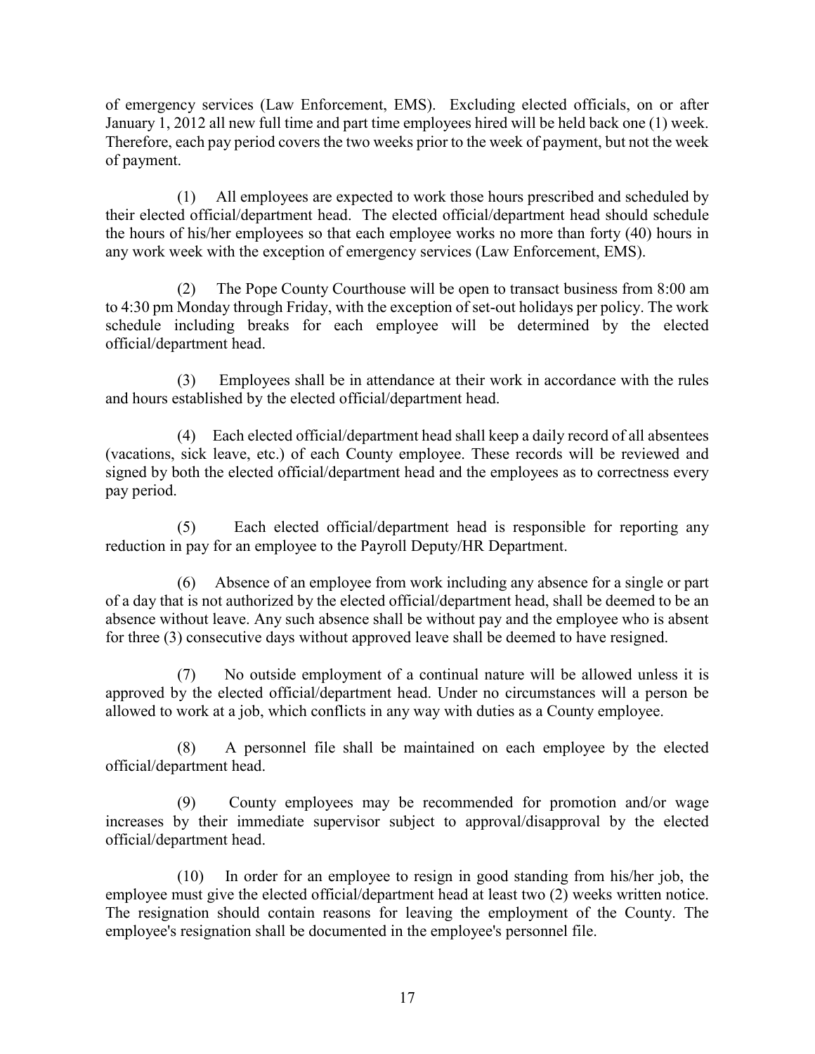of emergency services (Law Enforcement, EMS). Excluding elected officials, on or after January 1, 2012 all new full time and part time employees hired will be held back one (1) week. Therefore, each pay period covers the two weeks prior to the week of payment, but not the week of payment.

(1) All employees are expected to work those hours prescribed and scheduled by their elected official/department head. The elected official/department head should schedule the hours of his/her employees so that each employee works no more than forty (40) hours in any work week with the exception of emergency services (Law Enforcement, EMS).

(2) The Pope County Courthouse will be open to transact business from 8:00 am to 4:30 pm Monday through Friday, with the exception of set-out holidays per policy. The work schedule including breaks for each employee will be determined by the elected official/department head.

(3) Employees shall be in attendance at their work in accordance with the rules and hours established by the elected official/department head.

(4) Each elected official/department head shall keep a daily record of all absentees (vacations, sick leave, etc.) of each County employee. These records will be reviewed and signed by both the elected official/department head and the employees as to correctness every pay period.

(5) Each elected official/department head is responsible for reporting any reduction in pay for an employee to the Payroll Deputy/HR Department.

(6) Absence of an employee from work including any absence for a single or part of a day that is not authorized by the elected official/department head, shall be deemed to be an absence without leave. Any such absence shall be without pay and the employee who is absent for three (3) consecutive days without approved leave shall be deemed to have resigned.

(7) No outside employment of a continual nature will be allowed unless it is approved by the elected official/department head. Under no circumstances will a person be allowed to work at a job, which conflicts in any way with duties as a County employee.

(8) A personnel file shall be maintained on each employee by the elected official/department head.

(9) County employees may be recommended for promotion and/or wage increases by their immediate supervisor subject to approval/disapproval by the elected official/department head.

(10) In order for an employee to resign in good standing from his/her job, the employee must give the elected official/department head at least two (2) weeks written notice. The resignation should contain reasons for leaving the employment of the County. The employee's resignation shall be documented in the employee's personnel file.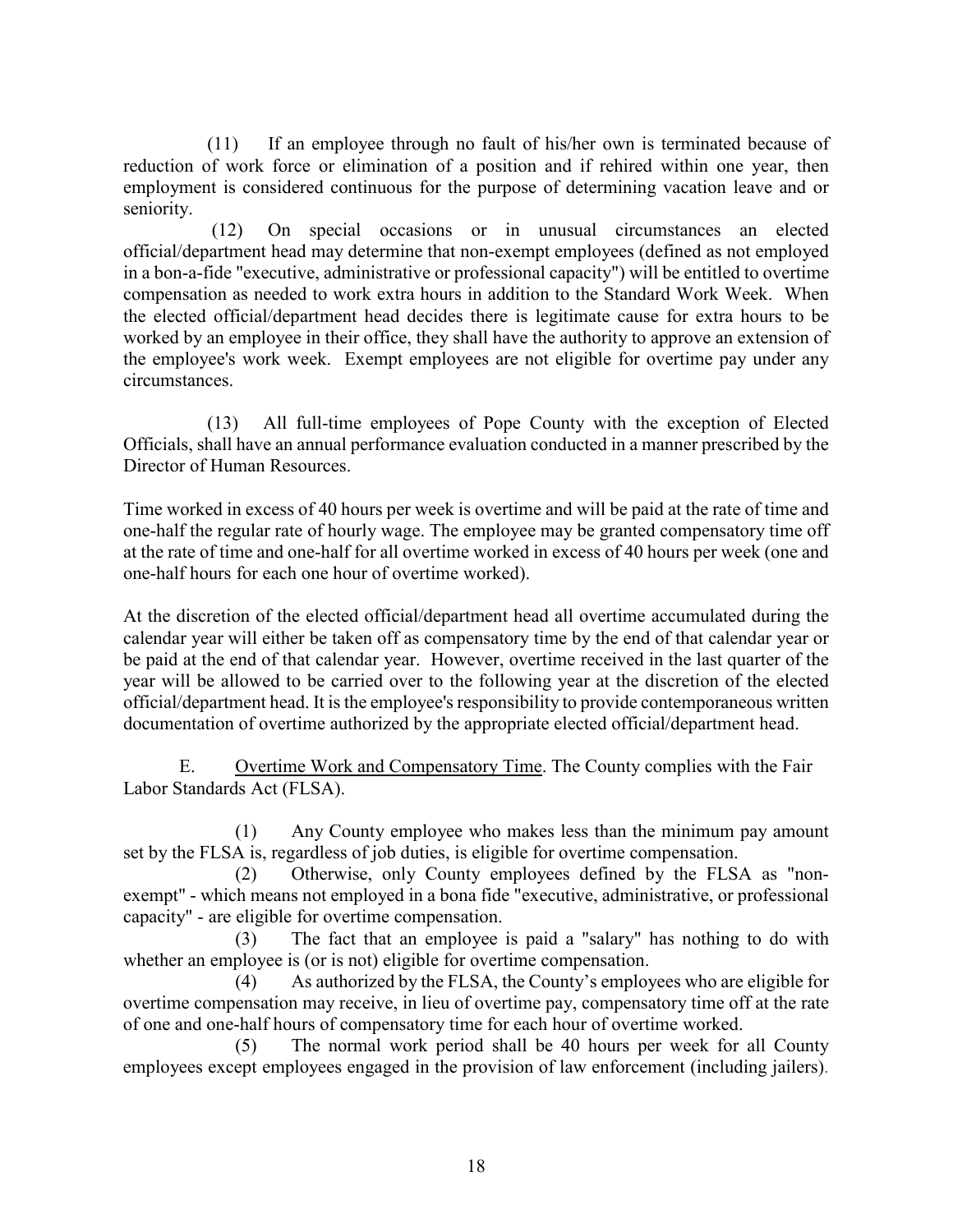(11) If an employee through no fault of his/her own is terminated because of reduction of work force or elimination of a position and if rehired within one year, then employment is considered continuous for the purpose of determining vacation leave and or seniority.

(12) On special occasions or in unusual circumstances an elected official/department head may determine that non-exempt employees (defined as not employed in a bon-a-fide "executive, administrative or professional capacity") will be entitled to overtime compensation as needed to work extra hours in addition to the Standard Work Week. When the elected official/department head decides there is legitimate cause for extra hours to be worked by an employee in their office, they shall have the authority to approve an extension of the employee's work week. Exempt employees are not eligible for overtime pay under any circumstances.

(13) All full-time employees of Pope County with the exception of Elected Officials, shall have an annual performance evaluation conducted in a manner prescribed by the Director of Human Resources.

Time worked in excess of 40 hours per week is overtime and will be paid at the rate of time and one-half the regular rate of hourly wage. The employee may be granted compensatory time off at the rate of time and one-half for all overtime worked in excess of 40 hours per week (one and one-half hours for each one hour of overtime worked).

At the discretion of the elected official/department head all overtime accumulated during the calendar year will either be taken off as compensatory time by the end of that calendar year or be paid at the end of that calendar year. However, overtime received in the last quarter of the year will be allowed to be carried over to the following year at the discretion of the elected official/department head. It is the employee's responsibility to provide contemporaneous written documentation of overtime authorized by the appropriate elected official/department head.

E. Overtime Work and Compensatory Time. The County complies with the Fair Labor Standards Act (FLSA).

(1) Any County employee who makes less than the minimum pay amount set by the FLSA is, regardless of job duties, is eligible for overtime compensation.

(2) Otherwise, only County employees defined by the FLSA as "non-exempt" - which means not employed in a bona fide "executive, administrative, or professional capacity" - are eligible for overtime compensation.

(3) The fact that an employee is paid a "salary" has nothing to do with whether an employee is (or is not) eligible for overtime compensation.

(4) As authorized by the FLSA, the County's employees who are eligible for overtime compensation may receive, in lieu of overtime pay, compensatory time off at the rate of one and one-half hours of compensatory time for each hour of overtime worked.

(5) The normal work period shall be 40 hours per week for all County employees except employees engaged in the provision of law enforcement (including jailers).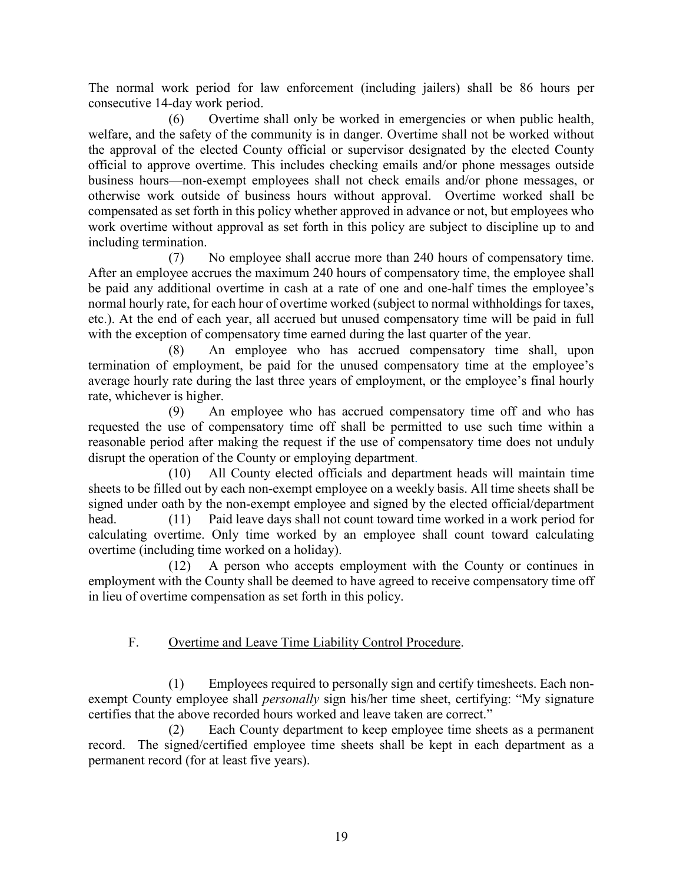The normal work period for law enforcement (including jailers) shall be 86 hours per consecutive 14-day work period.

(6) Overtime shall only be worked in emergencies or when public health, welfare, and the safety of the community is in danger. Overtime shall not be worked without the approval of the elected County official or supervisor designated by the elected County official to approve overtime. This includes checking emails and/or phone messages outside business hours—non-exempt employees shall not check emails and/or phone messages, or otherwise work outside of business hours without approval. Overtime worked shall be compensated as set forth in this policy whether approved in advance or not, but employees who work overtime without approval as set forth in this policy are subject to discipline up to and including termination.

(7) No employee shall accrue more than 240 hours of compensatory time. After an employee accrues the maximum 240 hours of compensatory time, the employee shall be paid any additional overtime in cash at a rate of one and one-half times the employee's normal hourly rate, for each hour of overtime worked (subject to normal withholdings for taxes, etc.). At the end of each year, all accrued but unused compensatory time will be paid in full with the exception of compensatory time earned during the last quarter of the year.

(8) An employee who has accrued compensatory time shall, upon termination of employment, be paid for the unused compensatory time at the employee's average hourly rate during the last three years of employment, or the employee's final hourly rate, whichever is higher.

(9) An employee who has accrued compensatory time off and who has requested the use of compensatory time off shall be permitted to use such time within a reasonable period after making the request if the use of compensatory time does not unduly disrupt the operation of the County or employing department.

(10) All County elected officials and department heads will maintain time sheets to be filled out by each non-exempt employee on a weekly basis. All time sheets shall be signed under oath by the non-exempt employee and signed by the elected official/department head.

(11) Paid leave days shall not count toward time worked in a work period for calculating overtime. Only time worked by an employee shall count toward calculating overtime (including time worked on a holiday).

(12) A person who accepts employment with the County or continues in employment with the County shall be deemed to have agreed to receive compensatory time off in lieu of overtime compensation as set forth in this policy.

F. Overtime and Leave Time Liability Control Procedure.

(1) Employees required to personally sign and certify timesheets. Each non-exempt County employee shall *personally* sign his/her time sheet, certifying: "My signature certifies that the above recorded hours worked and leave taken are correct."

(2) Each County department to keep employee time sheets as a permanent record. The signed/certified employee time sheets shall be kept in each department as a permanent record (for at least five years).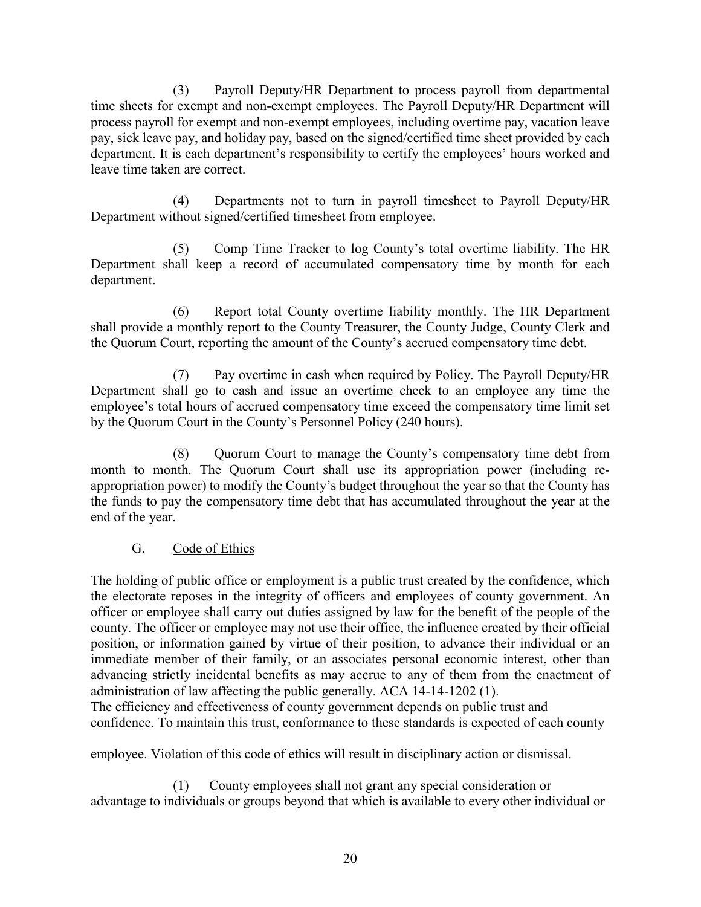(3) Payroll Deputy/HR Department to process payroll from departmental time sheets for exempt and non-exempt employees. The Payroll Deputy/HR Department will process payroll for exempt and non-exempt employees, including overtime pay, vacation leave pay, sick leave pay, and holiday pay, based on the signed/certified time sheet provided by each department. It is each department's responsibility to certify the employees' hours worked and leave time taken are correct.

(4) Departments not to turn in payroll timesheet to Payroll Deputy/HR Department without signed/certified timesheet from employee.

(5) Comp Time Tracker to log County's total overtime liability. The HR Department shall keep a record of accumulated compensatory time by month for each department.

(6) Report total County overtime liability monthly. The HR Department shall provide a monthly report to the County Treasurer, the County Judge, County Clerk and the Quorum Court, reporting the amount of the County's accrued compensatory time debt.

(7) Pay overtime in cash when required by Policy. The Payroll Deputy/HR Department shall go to cash and issue an overtime check to an employee any time the employee's total hours of accrued compensatory time exceed the compensatory time limit set by the Quorum Court in the County's Personnel Policy (240 hours).

(8) Quorum Court to manage the County's compensatory time debt from month to month. The Quorum Court shall use its appropriation power (including re-appropriation power) to modify the County's budget throughout the year so that the County has the funds to pay the compensatory time debt that has accumulated throughout the year at the end of the year.

### G. Code of Ethics

The holding of public office or employment is a public trust created by the confidence, which the electorate reposes in the integrity of officers and employees of county government. An officer or employee shall carry out duties assigned by law for the benefit of the people of the county. The officer or employee may not use their office, the influence created by their official position, or information gained by virtue of their position, to advance their individual or an immediate member of their family, or an associates personal economic interest, other than advancing strictly incidental benefits as may accrue to any of them from the enactment of administration of law affecting the public generally. ACA 14-14-1202 (1).

The efficiency and effectiveness of county government depends on public trust and confidence. To maintain this trust, conformance to these standards is expected of each county employee. Violation of this code of ethics will result in disciplinary action or dismissal.

(1) County employees shall not grant any special consideration or advantage to individuals or groups beyond that which is available to every other individual or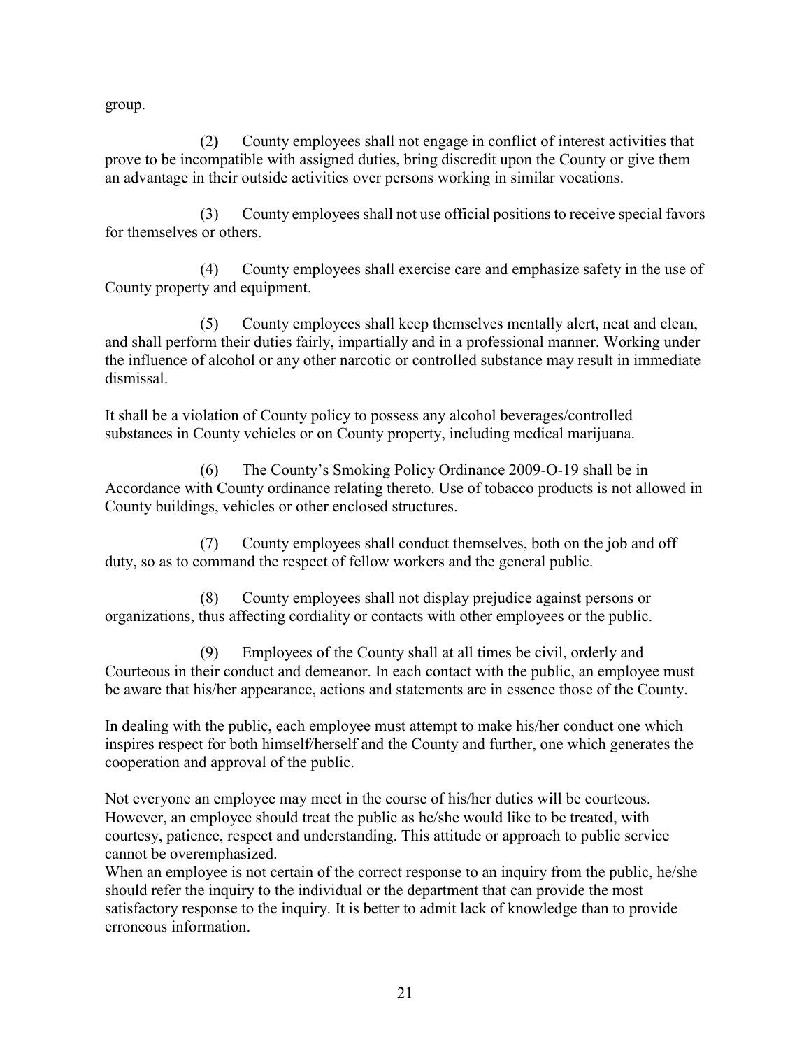group.

(2) County employees shall not engage in conflict of interest activities that prove to be incompatible with assigned duties, bring discredit upon the County or give them an advantage in their outside activities over persons working in similar vocations.

(3) County employees shall not use official positions to receive special favors for themselves or others.

(4) County employees shall exercise care and emphasize safety in the use of County property and equipment.

(5) County employees shall keep themselves mentally alert, neat and clean, and shall perform their duties fairly, impartially and in a professional manner. Working under the influence of alcohol or any other narcotic or controlled substance may result in immediate dismissal.

It shall be a violation of County policy to possess any alcohol beverages/controlled substances in County vehicles or on County property, including medical marijuana.

(6) The County's Smoking Policy Ordinance 2009-O-19 shall be in Accordance with County ordinance relating thereto. Use of tobacco products is not allowed in County buildings, vehicles or other enclosed structures.

(7) County employees shall conduct themselves, both on the job and off duty, so as to command the respect of fellow workers and the general public.

(8) County employees shall not display prejudice against persons or organizations, thus affecting cordiality or contacts with other employees or the public.

(9) Employees of the County shall at all times be civil, orderly and Courteous in their conduct and demeanor. In each contact with the public, an employee must be aware that his/her appearance, actions and statements are in essence those of the County.

In dealing with the public, each employee must attempt to make his/her conduct one which inspires respect for both himself/herself and the County and further, one which generates the cooperation and approval of the public.

Not everyone an employee may meet in the course of his/her duties will be courteous. However, an employee should treat the public as he/she would like to be treated, with courtesy, patience, respect and understanding. This attitude or approach to public service cannot be overemphasized.

When an employee is not certain of the correct response to an inquiry from the public, he/she should refer the inquiry to the individual or the department that can provide the most satisfactory response to the inquiry. It is better to admit lack of knowledge than to provide erroneous information.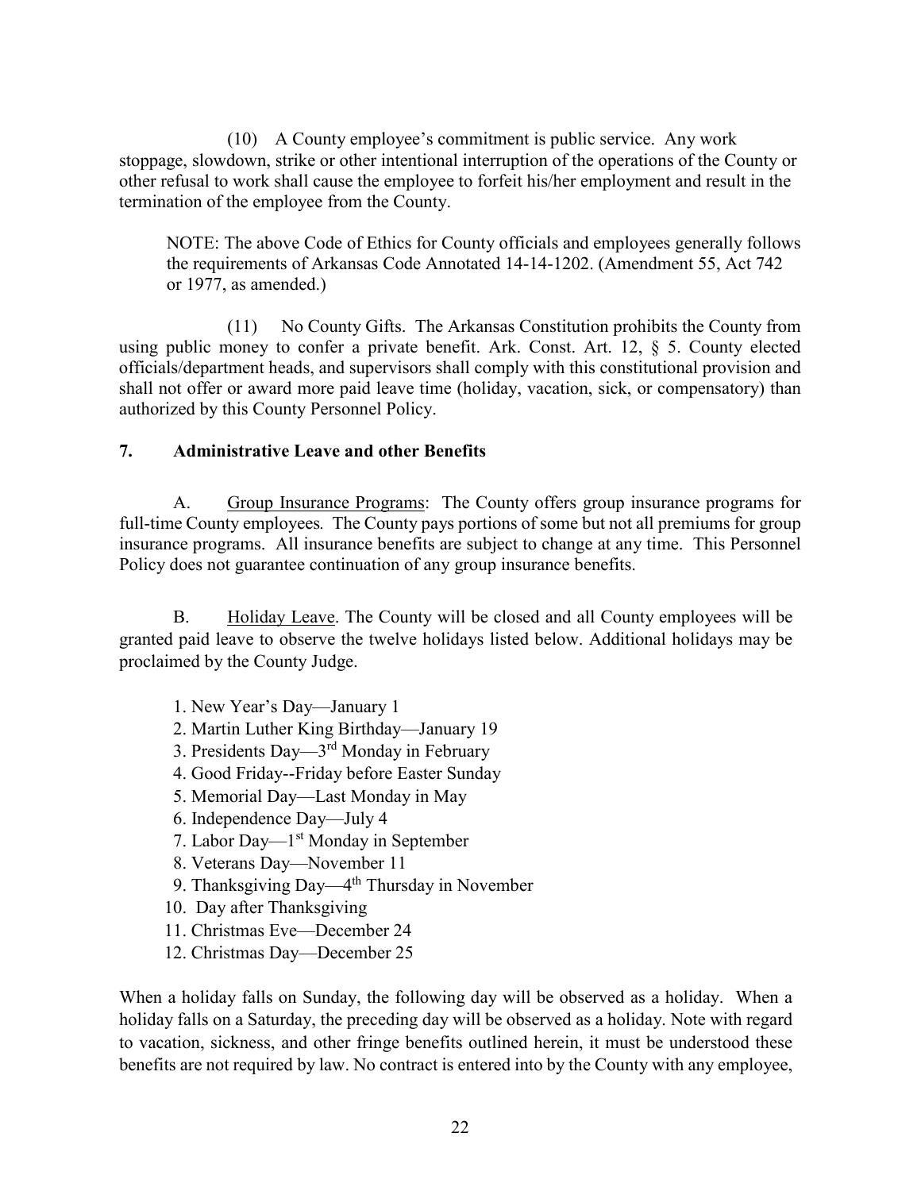(10) A County employee's commitment is public service. Any work stoppage, slowdown, strike or other intentional interruption of the operations of the County or other refusal to work shall cause the employee to forfeit his/her employment and result in the termination of the employee from the County.

NOTE: The above Code of Ethics for County officials and employees generally follows the requirements of Arkansas Code Annotated 14-14-1202. (Amendment 55, Act 742 or 1977, as amended.)

(11) No County Gifts. The Arkansas Constitution prohibits the County from using public money to confer a private benefit. Ark. Const. Art. 12, § 5. County elected officials/department heads, and supervisors shall comply with this constitutional provision and shall not offer or award more paid leave time (holiday, vacation, sick, or compensatory) than authorized by this County Personnel Policy.

## 7. Administrative Leave and other Benefits

A. Group Insurance Programs: The County offers group insurance programs for full-time County employees. The County pays portions of some but not all premiums for group insurance programs. All insurance benefits are subject to change at any time. This Personnel Policy does not guarantee continuation of any group insurance benefits.

B. Holiday Leave. The County will be closed and all County employees will be granted paid leave to observe the twelve holidays listed below. Additional holidays may be proclaimed by the County Judge.

1. New Year's Day—January 1
2. Martin Luther King Birthday—January 19
3. Presidents Day—3rd Monday in February
4. Good Friday--Friday before Easter Sunday
5. Memorial Day—Last Monday in May
6. Independence Day—July 4
7. Labor Day—1st Monday in September
8. Veterans Day—November 11
9. Thanksgiving Day—4th Thursday in November
10. Day after Thanksgiving
11. Christmas Eve—December 24
12. Christmas Day—December 25

When a holiday falls on Sunday, the following day will be observed as a holiday. When a holiday falls on a Saturday, the preceding day will be observed as a holiday. Note with regard to vacation, sickness, and other fringe benefits outlined herein, it must be understood these benefits are not required by law. No contract is entered into by the County with any employee,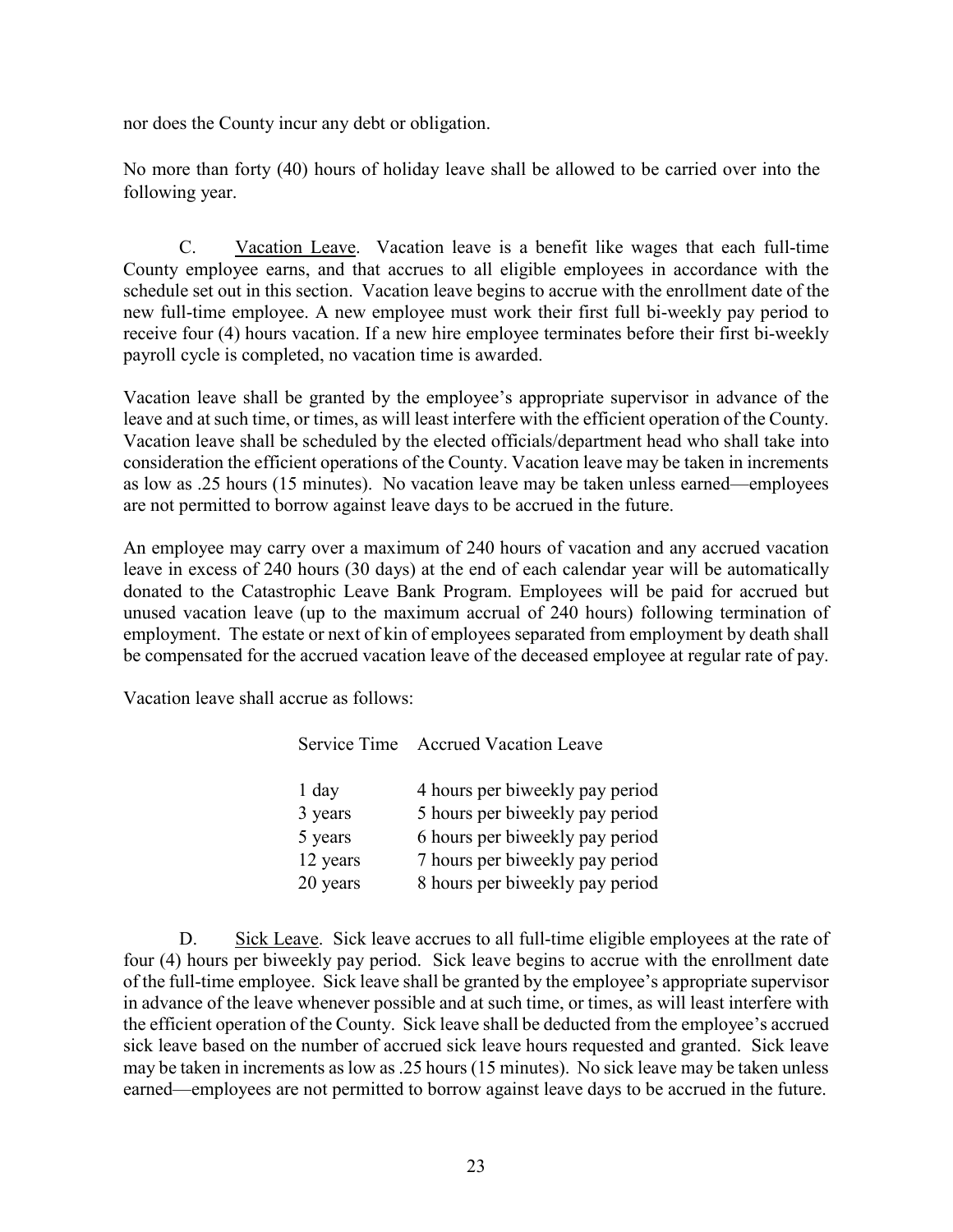nor does the County incur any debt or obligation.

No more than forty (40) hours of holiday leave shall be allowed to be carried over into the following year.

C. Vacation Leave. Vacation leave is a benefit like wages that each full-time County employee earns, and that accrues to all eligible employees in accordance with the schedule set out in this section. Vacation leave begins to accrue with the enrollment date of the new full-time employee. A new employee must work their first full bi-weekly pay period to receive four (4) hours vacation. If a new hire employee terminates before their first bi-weekly payroll cycle is completed, no vacation time is awarded.

Vacation leave shall be granted by the employee's appropriate supervisor in advance of the leave and at such time, or times, as will least interfere with the efficient operation of the County. Vacation leave shall be scheduled by the elected officials/department head who shall take into consideration the efficient operations of the County. Vacation leave may be taken in increments as low as .25 hours (15 minutes). No vacation leave may be taken unless earned—employees are not permitted to borrow against leave days to be accrued in the future.

An employee may carry over a maximum of 240 hours of vacation and any accrued vacation leave in excess of 240 hours (30 days) at the end of each calendar year will be automatically donated to the Catastrophic Leave Bank Program. Employees will be paid for accrued but unused vacation leave (up to the maximum accrual of 240 hours) following termination of employment. The estate or next of kin of employees separated from employment by death shall be compensated for the accrued vacation leave of the deceased employee at regular rate of pay.

Vacation leave shall accrue as follows:

| Service Time | Accrued Vacation Leave |
|---|---|
| 1 day | 4 hours per biweekly pay period |
| 3 years | 5 hours per biweekly pay period |
| 5 years | 6 hours per biweekly pay period |
| 12 years | 7 hours per biweekly pay period |
| 20 years | 8 hours per biweekly pay period |

D. Sick Leave. Sick leave accrues to all full-time eligible employees at the rate of four (4) hours per biweekly pay period. Sick leave begins to accrue with the enrollment date of the full-time employee. Sick leave shall be granted by the employee's appropriate supervisor in advance of the leave whenever possible and at such time, or times, as will least interfere with the efficient operation of the County. Sick leave shall be deducted from the employee's accrued sick leave based on the number of accrued sick leave hours requested and granted. Sick leave may be taken in increments as low as .25 hours (15 minutes). No sick leave may be taken unless earned—employees are not permitted to borrow against leave days to be accrued in the future.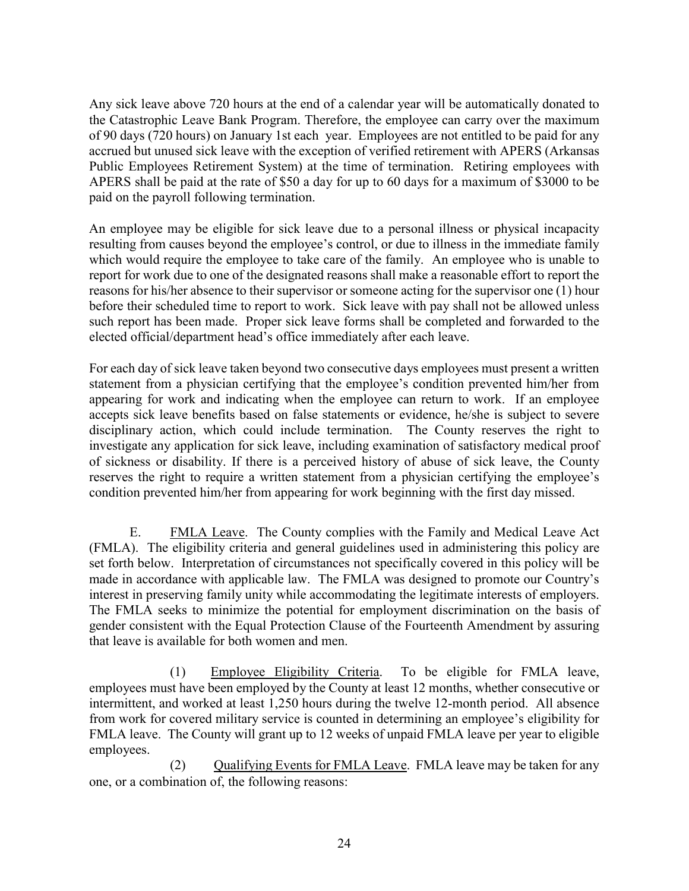Any sick leave above 720 hours at the end of a calendar year will be automatically donated to the Catastrophic Leave Bank Program. Therefore, the employee can carry over the maximum of 90 days (720 hours) on January 1st each year. Employees are not entitled to be paid for any accrued but unused sick leave with the exception of verified retirement with APERS (Arkansas Public Employees Retirement System) at the time of termination. Retiring employees with APERS shall be paid at the rate of $50 a day for up to 60 days for a maximum of $3000 to be paid on the payroll following termination.

An employee may be eligible for sick leave due to a personal illness or physical incapacity resulting from causes beyond the employee's control, or due to illness in the immediate family which would require the employee to take care of the family. An employee who is unable to report for work due to one of the designated reasons shall make a reasonable effort to report the reasons for his/her absence to their supervisor or someone acting for the supervisor one (1) hour before their scheduled time to report to work. Sick leave with pay shall not be allowed unless such report has been made. Proper sick leave forms shall be completed and forwarded to the elected official/department head's office immediately after each leave.

For each day of sick leave taken beyond two consecutive days employees must present a written statement from a physician certifying that the employee's condition prevented him/her from appearing for work and indicating when the employee can return to work. If an employee accepts sick leave benefits based on false statements or evidence, he/she is subject to severe disciplinary action, which could include termination. The County reserves the right to investigate any application for sick leave, including examination of satisfactory medical proof of sickness or disability. If there is a perceived history of abuse of sick leave, the County reserves the right to require a written statement from a physician certifying the employee's condition prevented him/her from appearing for work beginning with the first day missed.

E. <u>FMLA Leave</u>. The County complies with the Family and Medical Leave Act (FMLA). The eligibility criteria and general guidelines used in administering this policy are set forth below. Interpretation of circumstances not specifically covered in this policy will be made in accordance with applicable law. The FMLA was designed to promote our Country's interest in preserving family unity while accommodating the legitimate interests of employers. The FMLA seeks to minimize the potential for employment discrimination on the basis of gender consistent with the Equal Protection Clause of the Fourteenth Amendment by assuring that leave is available for both women and men.

(1) <u>Employee Eligibility Criteria</u>. To be eligible for FMLA leave, employees must have been employed by the County at least 12 months, whether consecutive or intermittent, and worked at least 1,250 hours during the twelve 12-month period. All absence from work for covered military service is counted in determining an employee's eligibility for FMLA leave. The County will grant up to 12 weeks of unpaid FMLA leave per year to eligible employees.

(2) <u>Qualifying Events for FMLA Leave</u>. FMLA leave may be taken for any one, or a combination of, the following reasons: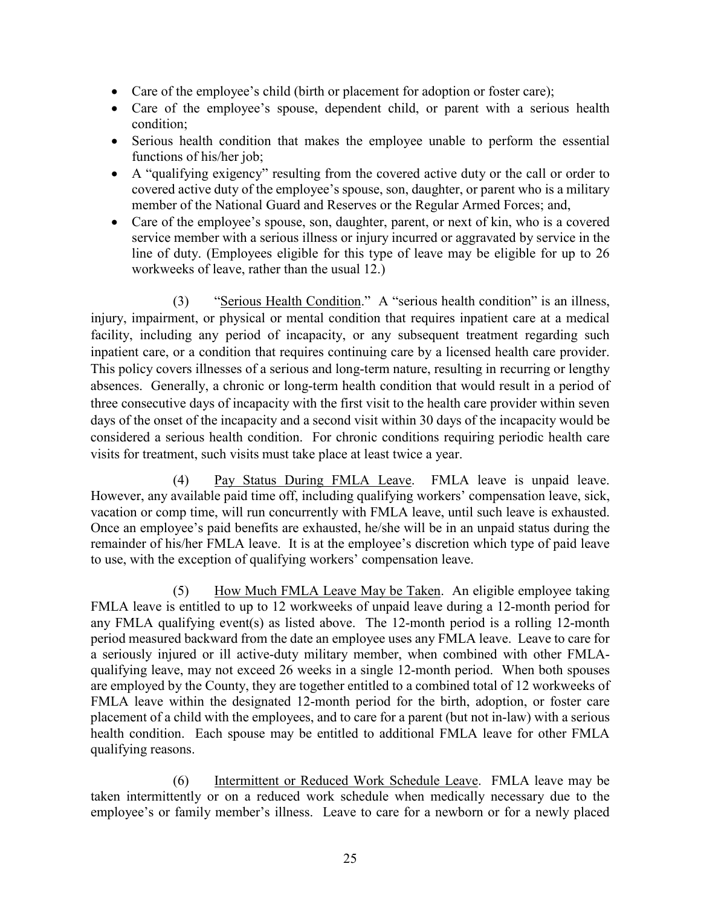- Care of the employee's child (birth or placement for adoption or foster care);
- Care of the employee's spouse, dependent child, or parent with a serious health condition;
- Serious health condition that makes the employee unable to perform the essential functions of his/her job;
- A "qualifying exigency" resulting from the covered active duty or the call or order to covered active duty of the employee's spouse, son, daughter, or parent who is a military member of the National Guard and Reserves or the Regular Armed Forces; and,
- Care of the employee's spouse, son, daughter, parent, or next of kin, who is a covered service member with a serious illness or injury incurred or aggravated by service in the line of duty. (Employees eligible for this type of leave may be eligible for up to 26 workweeks of leave, rather than the usual 12.)

(3) "Serious Health Condition." A "serious health condition" is an illness, injury, impairment, or physical or mental condition that requires inpatient care at a medical facility, including any period of incapacity, or any subsequent treatment regarding such inpatient care, or a condition that requires continuing care by a licensed health care provider. This policy covers illnesses of a serious and long-term nature, resulting in recurring or lengthy absences. Generally, a chronic or long-term health condition that would result in a period of three consecutive days of incapacity with the first visit to the health care provider within seven days of the onset of the incapacity and a second visit within 30 days of the incapacity would be considered a serious health condition. For chronic conditions requiring periodic health care visits for treatment, such visits must take place at least twice a year.

(4) Pay Status During FMLA Leave. FMLA leave is unpaid leave. However, any available paid time off, including qualifying workers' compensation leave, sick, vacation or comp time, will run concurrently with FMLA leave, until such leave is exhausted. Once an employee's paid benefits are exhausted, he/she will be in an unpaid status during the remainder of his/her FMLA leave. It is at the employee's discretion which type of paid leave to use, with the exception of qualifying workers' compensation leave.

(5) How Much FMLA Leave May be Taken. An eligible employee taking FMLA leave is entitled to up to 12 workweeks of unpaid leave during a 12-month period for any FMLA qualifying event(s) as listed above. The 12-month period is a rolling 12-month period measured backward from the date an employee uses any FMLA leave. Leave to care for a seriously injured or ill active-duty military member, when combined with other FMLA-qualifying leave, may not exceed 26 weeks in a single 12-month period. When both spouses are employed by the County, they are together entitled to a combined total of 12 workweeks of FMLA leave within the designated 12-month period for the birth, adoption, or foster care placement of a child with the employees, and to care for a parent (but not in-law) with a serious health condition. Each spouse may be entitled to additional FMLA leave for other FMLA qualifying reasons.

(6) Intermittent or Reduced Work Schedule Leave. FMLA leave may be taken intermittently or on a reduced work schedule when medically necessary due to the employee's or family member's illness. Leave to care for a newborn or for a newly placed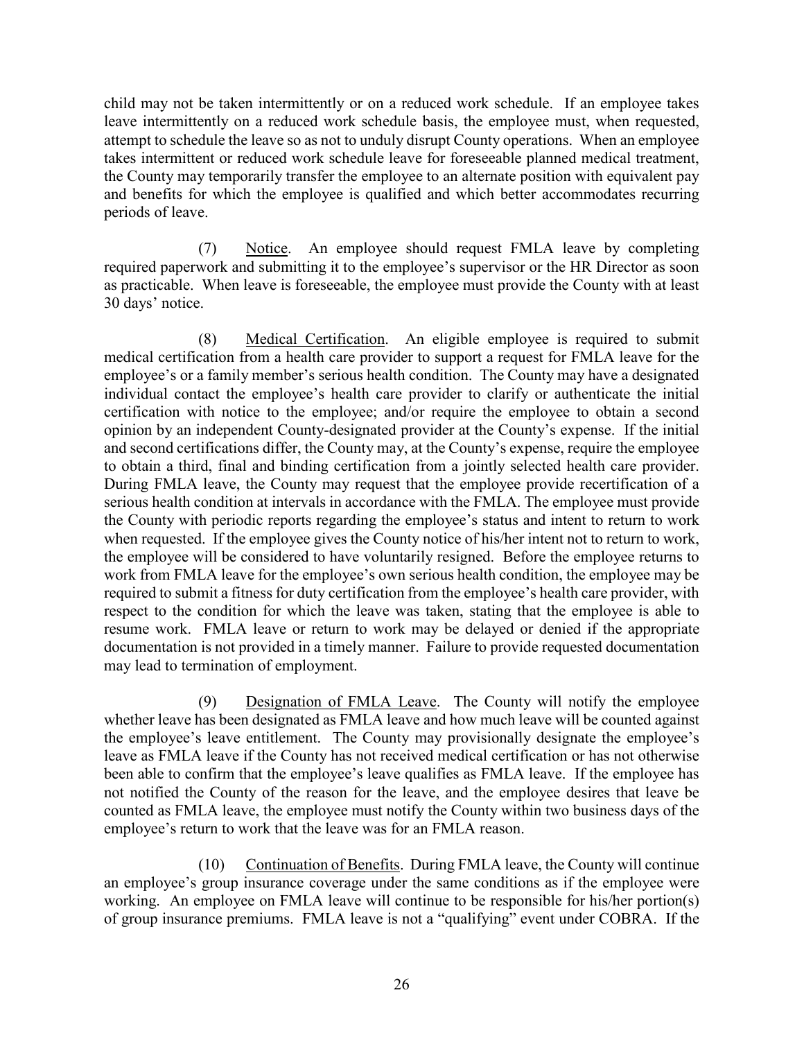child may not be taken intermittently or on a reduced work schedule. If an employee takes leave intermittently on a reduced work schedule basis, the employee must, when requested, attempt to schedule the leave so as not to unduly disrupt County operations. When an employee takes intermittent or reduced work schedule leave for foreseeable planned medical treatment, the County may temporarily transfer the employee to an alternate position with equivalent pay and benefits for which the employee is qualified and which better accommodates recurring periods of leave.

(7) Notice. An employee should request FMLA leave by completing required paperwork and submitting it to the employee's supervisor or the HR Director as soon as practicable. When leave is foreseeable, the employee must provide the County with at least 30 days' notice.

(8) Medical Certification. An eligible employee is required to submit medical certification from a health care provider to support a request for FMLA leave for the employee's or a family member's serious health condition. The County may have a designated individual contact the employee's health care provider to clarify or authenticate the initial certification with notice to the employee; and/or require the employee to obtain a second opinion by an independent County-designated provider at the County's expense. If the initial and second certifications differ, the County may, at the County's expense, require the employee to obtain a third, final and binding certification from a jointly selected health care provider. During FMLA leave, the County may request that the employee provide recertification of a serious health condition at intervals in accordance with the FMLA. The employee must provide the County with periodic reports regarding the employee's status and intent to return to work when requested. If the employee gives the County notice of his/her intent not to return to work, the employee will be considered to have voluntarily resigned. Before the employee returns to work from FMLA leave for the employee's own serious health condition, the employee may be required to submit a fitness for duty certification from the employee's health care provider, with respect to the condition for which the leave was taken, stating that the employee is able to resume work. FMLA leave or return to work may be delayed or denied if the appropriate documentation is not provided in a timely manner. Failure to provide requested documentation may lead to termination of employment.

(9) Designation of FMLA Leave. The County will notify the employee whether leave has been designated as FMLA leave and how much leave will be counted against the employee's leave entitlement. The County may provisionally designate the employee's leave as FMLA leave if the County has not received medical certification or has not otherwise been able to confirm that the employee's leave qualifies as FMLA leave. If the employee has not notified the County of the reason for the leave, and the employee desires that leave be counted as FMLA leave, the employee must notify the County within two business days of the employee's return to work that the leave was for an FMLA reason.

(10) Continuation of Benefits. During FMLA leave, the County will continue an employee's group insurance coverage under the same conditions as if the employee were working. An employee on FMLA leave will continue to be responsible for his/her portion(s) of group insurance premiums. FMLA leave is not a "qualifying" event under COBRA. If the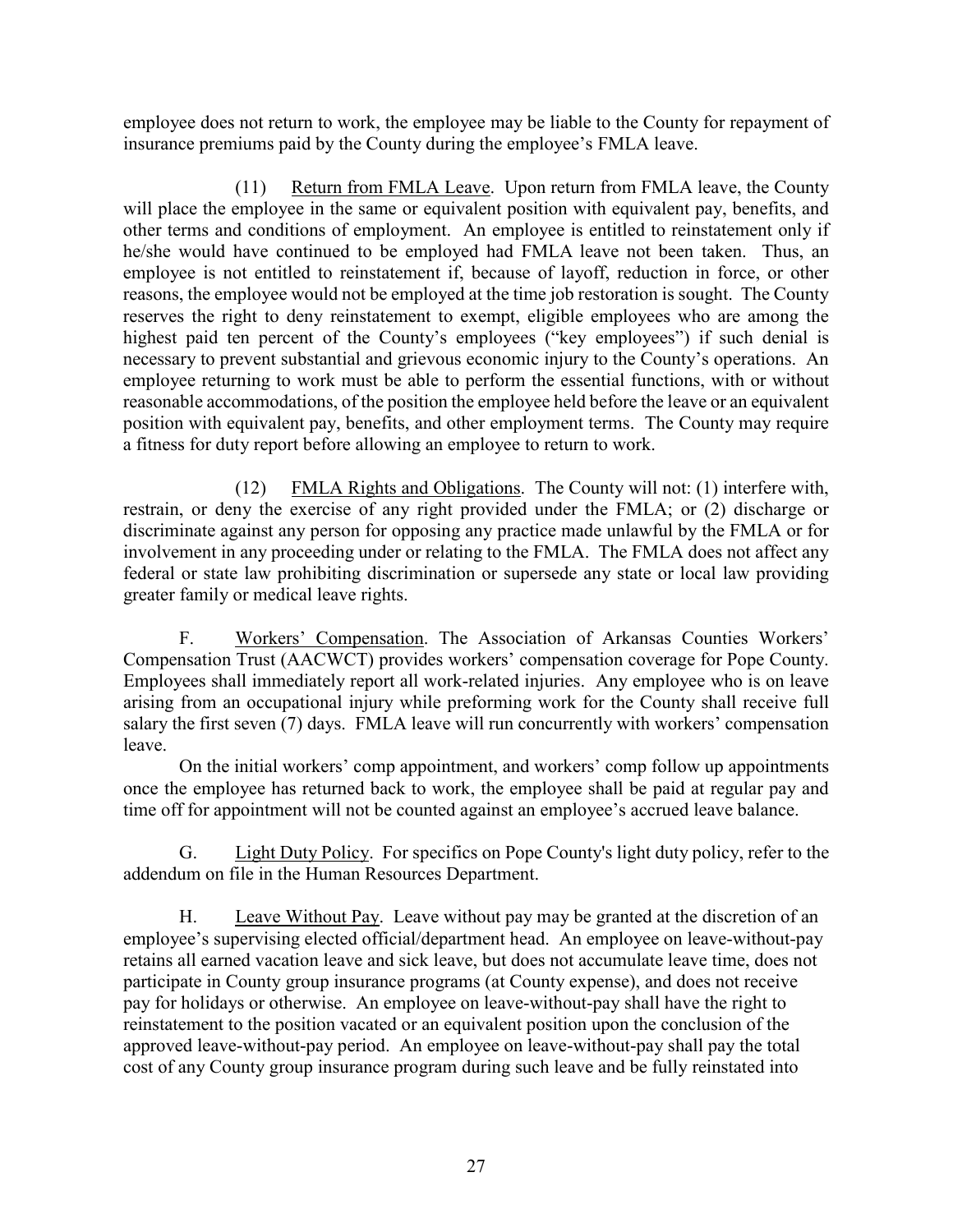employee does not return to work, the employee may be liable to the County for repayment of insurance premiums paid by the County during the employee's FMLA leave.

(11) Return from FMLA Leave. Upon return from FMLA leave, the County will place the employee in the same or equivalent position with equivalent pay, benefits, and other terms and conditions of employment. An employee is entitled to reinstatement only if he/she would have continued to be employed had FMLA leave not been taken. Thus, an employee is not entitled to reinstatement if, because of layoff, reduction in force, or other reasons, the employee would not be employed at the time job restoration is sought. The County reserves the right to deny reinstatement to exempt, eligible employees who are among the highest paid ten percent of the County's employees ("key employees") if such denial is necessary to prevent substantial and grievous economic injury to the County's operations. An employee returning to work must be able to perform the essential functions, with or without reasonable accommodations, of the position the employee held before the leave or an equivalent position with equivalent pay, benefits, and other employment terms. The County may require a fitness for duty report before allowing an employee to return to work.

(12) FMLA Rights and Obligations. The County will not: (1) interfere with, restrain, or deny the exercise of any right provided under the FMLA; or (2) discharge or discriminate against any person for opposing any practice made unlawful by the FMLA or for involvement in any proceeding under or relating to the FMLA. The FMLA does not affect any federal or state law prohibiting discrimination or supersede any state or local law providing greater family or medical leave rights.

F. Workers' Compensation. The Association of Arkansas Counties Workers' Compensation Trust (AACWCT) provides workers' compensation coverage for Pope County. Employees shall immediately report all work-related injuries. Any employee who is on leave arising from an occupational injury while preforming work for the County shall receive full salary the first seven (7) days. FMLA leave will run concurrently with workers' compensation leave.

On the initial workers' comp appointment, and workers' comp follow up appointments once the employee has returned back to work, the employee shall be paid at regular pay and time off for appointment will not be counted against an employee's accrued leave balance.

G. Light Duty Policy. For specifics on Pope County's light duty policy, refer to the addendum on file in the Human Resources Department.

H. Leave Without Pay. Leave without pay may be granted at the discretion of an employee's supervising elected official/department head. An employee on leave-without-pay retains all earned vacation leave and sick leave, but does not accumulate leave time, does not participate in County group insurance programs (at County expense), and does not receive pay for holidays or otherwise. An employee on leave-without-pay shall have the right to reinstatement to the position vacated or an equivalent position upon the conclusion of the approved leave-without-pay period. An employee on leave-without-pay shall pay the total cost of any County group insurance program during such leave and be fully reinstated into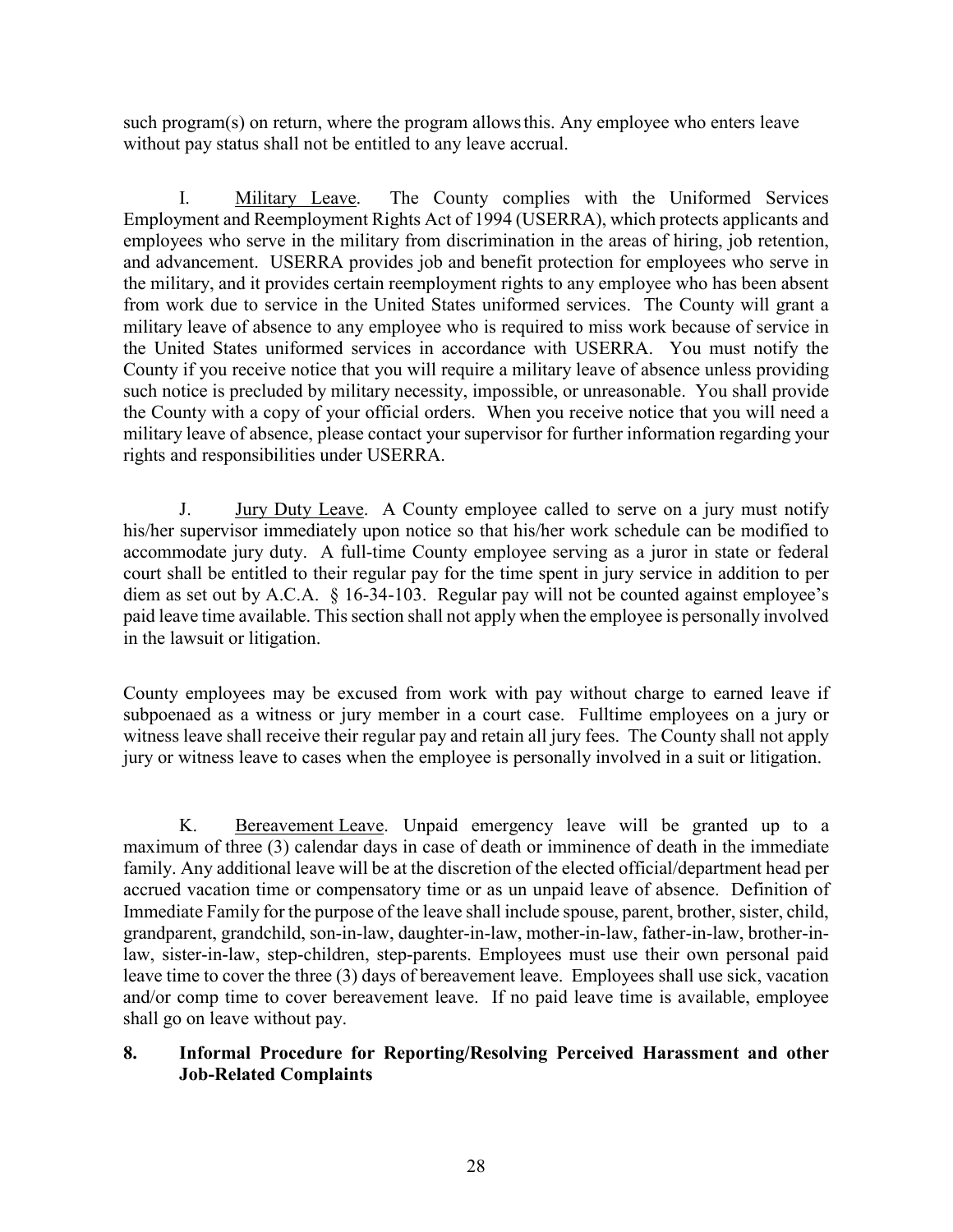such program(s) on return, where the program allows this. Any employee who enters leave without pay status shall not be entitled to any leave accrual.

I. Military Leave. The County complies with the Uniformed Services Employment and Reemployment Rights Act of 1994 (USERRA), which protects applicants and employees who serve in the military from discrimination in the areas of hiring, job retention, and advancement. USERRA provides job and benefit protection for employees who serve in the military, and it provides certain reemployment rights to any employee who has been absent from work due to service in the United States uniformed services. The County will grant a military leave of absence to any employee who is required to miss work because of service in the United States uniformed services in accordance with USERRA. You must notify the County if you receive notice that you will require a military leave of absence unless providing such notice is precluded by military necessity, impossible, or unreasonable. You shall provide the County with a copy of your official orders. When you receive notice that you will need a military leave of absence, please contact your supervisor for further information regarding your rights and responsibilities under USERRA.

J. Jury Duty Leave. A County employee called to serve on a jury must notify his/her supervisor immediately upon notice so that his/her work schedule can be modified to accommodate jury duty. A full-time County employee serving as a juror in state or federal court shall be entitled to their regular pay for the time spent in jury service in addition to per diem as set out by A.C.A. § 16-34-103. Regular pay will not be counted against employee's paid leave time available. This section shall not apply when the employee is personally involved in the lawsuit or litigation.

County employees may be excused from work with pay without charge to earned leave if subpoenaed as a witness or jury member in a court case. Fulltime employees on a jury or witness leave shall receive their regular pay and retain all jury fees. The County shall not apply jury or witness leave to cases when the employee is personally involved in a suit or litigation.

K. Bereavement Leave. Unpaid emergency leave will be granted up to a maximum of three (3) calendar days in case of death or imminence of death in the immediate family. Any additional leave will be at the discretion of the elected official/department head per accrued vacation time or compensatory time or as un unpaid leave of absence. Definition of Immediate Family for the purpose of the leave shall include spouse, parent, brother, sister, child, grandparent, grandchild, son-in-law, daughter-in-law, mother-in-law, father-in-law, brother-in-law, sister-in-law, step-children, step-parents. Employees must use their own personal paid leave time to cover the three (3) days of bereavement leave. Employees shall use sick, vacation and/or comp time to cover bereavement leave. If no paid leave time is available, employee shall go on leave without pay.

## 8. Informal Procedure for Reporting/Resolving Perceived Harassment and other Job-Related Complaints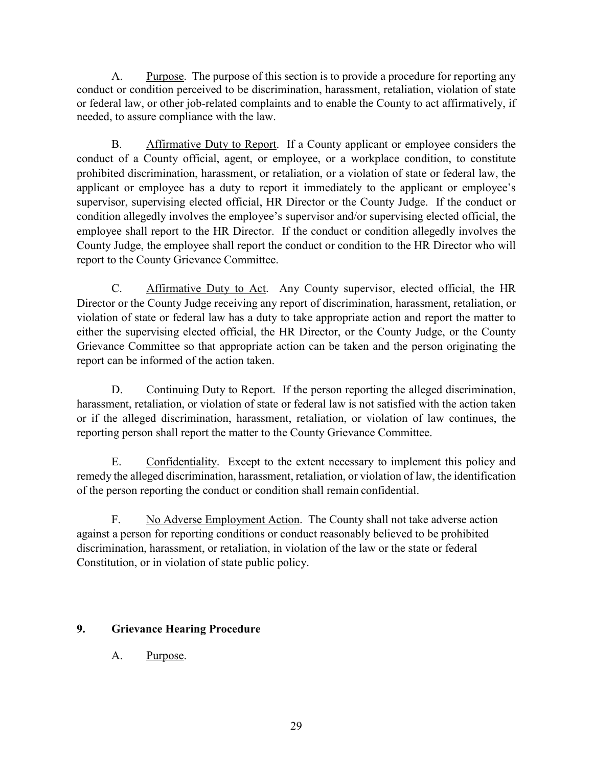A. <u>Purpose</u>. The purpose of this section is to provide a procedure for reporting any conduct or condition perceived to be discrimination, harassment, retaliation, violation of state or federal law, or other job-related complaints and to enable the County to act affirmatively, if needed, to assure compliance with the law.

B. <u>Affirmative Duty to Report</u>. If a County applicant or employee considers the conduct of a County official, agent, or employee, or a workplace condition, to constitute prohibited discrimination, harassment, or retaliation, or a violation of state or federal law, the applicant or employee has a duty to report it immediately to the applicant or employee's supervisor, supervising elected official, HR Director or the County Judge. If the conduct or condition allegedly involves the employee's supervisor and/or supervising elected official, the employee shall report to the HR Director. If the conduct or condition allegedly involves the County Judge, the employee shall report the conduct or condition to the HR Director who will report to the County Grievance Committee.

C. <u>Affirmative Duty to Act</u>. Any County supervisor, elected official, the HR Director or the County Judge receiving any report of discrimination, harassment, retaliation, or violation of state or federal law has a duty to take appropriate action and report the matter to either the supervising elected official, the HR Director, or the County Judge, or the County Grievance Committee so that appropriate action can be taken and the person originating the report can be informed of the action taken.

D. <u>Continuing Duty to Report</u>. If the person reporting the alleged discrimination, harassment, retaliation, or violation of state or federal law is not satisfied with the action taken or if the alleged discrimination, harassment, retaliation, or violation of law continues, the reporting person shall report the matter to the County Grievance Committee.

E. <u>Confidentiality</u>. Except to the extent necessary to implement this policy and remedy the alleged discrimination, harassment, retaliation, or violation of law, the identification of the person reporting the conduct or condition shall remain confidential.

F. <u>No Adverse Employment Action</u>. The County shall not take adverse action against a person for reporting conditions or conduct reasonably believed to be prohibited discrimination, harassment, or retaliation, in violation of the law or the state or federal Constitution, or in violation of state public policy.

## 9. Grievance Hearing Procedure

A. <u>Purpose</u>.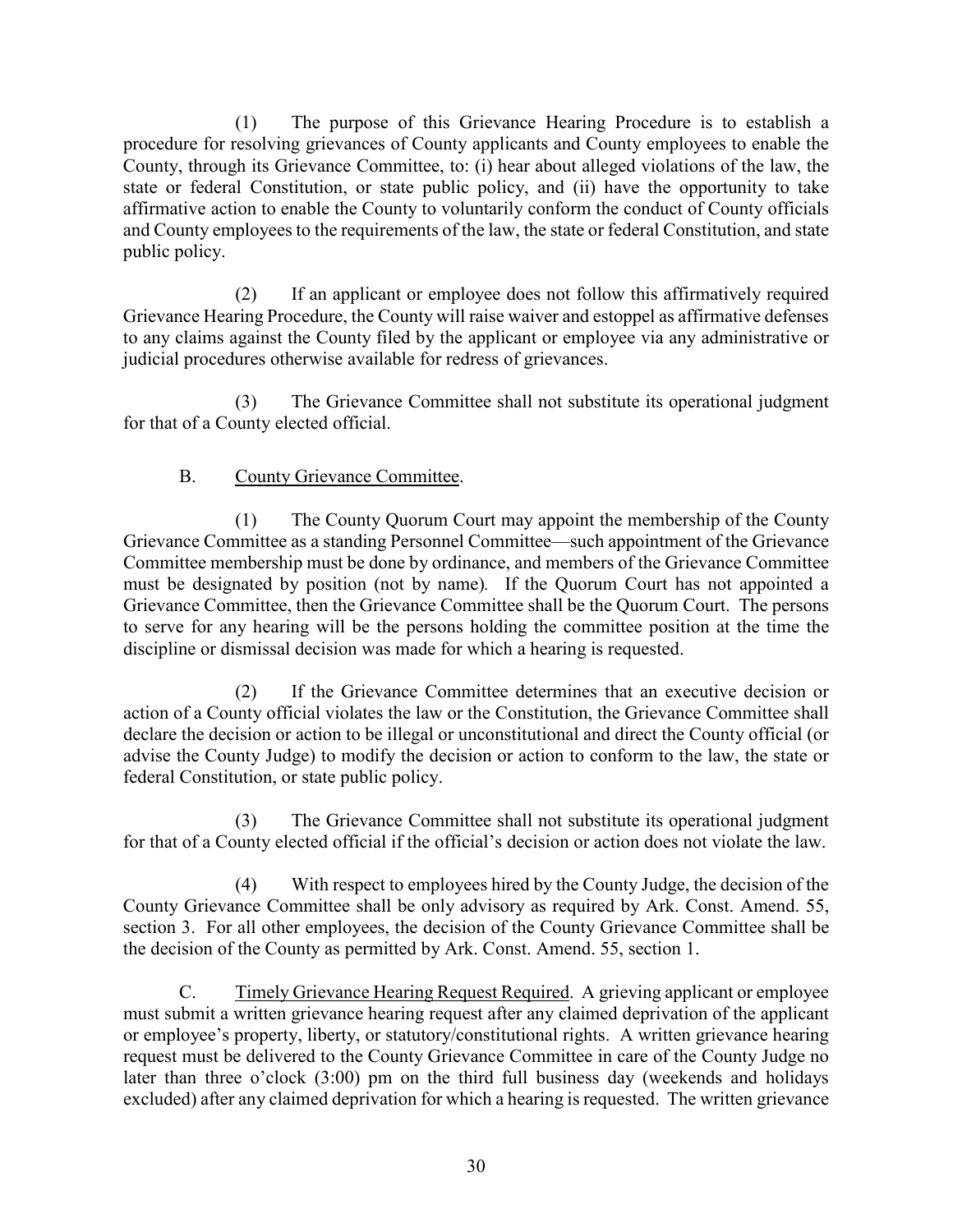(1) The purpose of this Grievance Hearing Procedure is to establish a procedure for resolving grievances of County applicants and County employees to enable the County, through its Grievance Committee, to: (i) hear about alleged violations of the law, the state or federal Constitution, or state public policy, and (ii) have the opportunity to take affirmative action to enable the County to voluntarily conform the conduct of County officials and County employees to the requirements of the law, the state or federal Constitution, and state public policy.

(2) If an applicant or employee does not follow this affirmatively required Grievance Hearing Procedure, the County will raise waiver and estoppel as affirmative defenses to any claims against the County filed by the applicant or employee via any administrative or judicial procedures otherwise available for redress of grievances.

(3) The Grievance Committee shall not substitute its operational judgment for that of a County elected official.

B. <u>County Grievance Committee</u>.

(1) The County Quorum Court may appoint the membership of the County Grievance Committee as a standing Personnel Committee—such appointment of the Grievance Committee membership must be done by ordinance, and members of the Grievance Committee must be designated by position (not by name). If the Quorum Court has not appointed a Grievance Committee, then the Grievance Committee shall be the Quorum Court. The persons to serve for any hearing will be the persons holding the committee position at the time the discipline or dismissal decision was made for which a hearing is requested.

(2) If the Grievance Committee determines that an executive decision or action of a County official violates the law or the Constitution, the Grievance Committee shall declare the decision or action to be illegal or unconstitutional and direct the County official (or advise the County Judge) to modify the decision or action to conform to the law, the state or federal Constitution, or state public policy.

(3) The Grievance Committee shall not substitute its operational judgment for that of a County elected official if the official's decision or action does not violate the law.

(4) With respect to employees hired by the County Judge, the decision of the County Grievance Committee shall be only advisory as required by Ark. Const. Amend. 55, section 3. For all other employees, the decision of the County Grievance Committee shall be the decision of the County as permitted by Ark. Const. Amend. 55, section 1.

C. <u>Timely Grievance Hearing Request Required</u>. A grieving applicant or employee must submit a written grievance hearing request after any claimed deprivation of the applicant or employee's property, liberty, or statutory/constitutional rights. A written grievance hearing request must be delivered to the County Grievance Committee in care of the County Judge no later than three o'clock (3:00) pm on the third full business day (weekends and holidays excluded) after any claimed deprivation for which a hearing is requested. The written grievance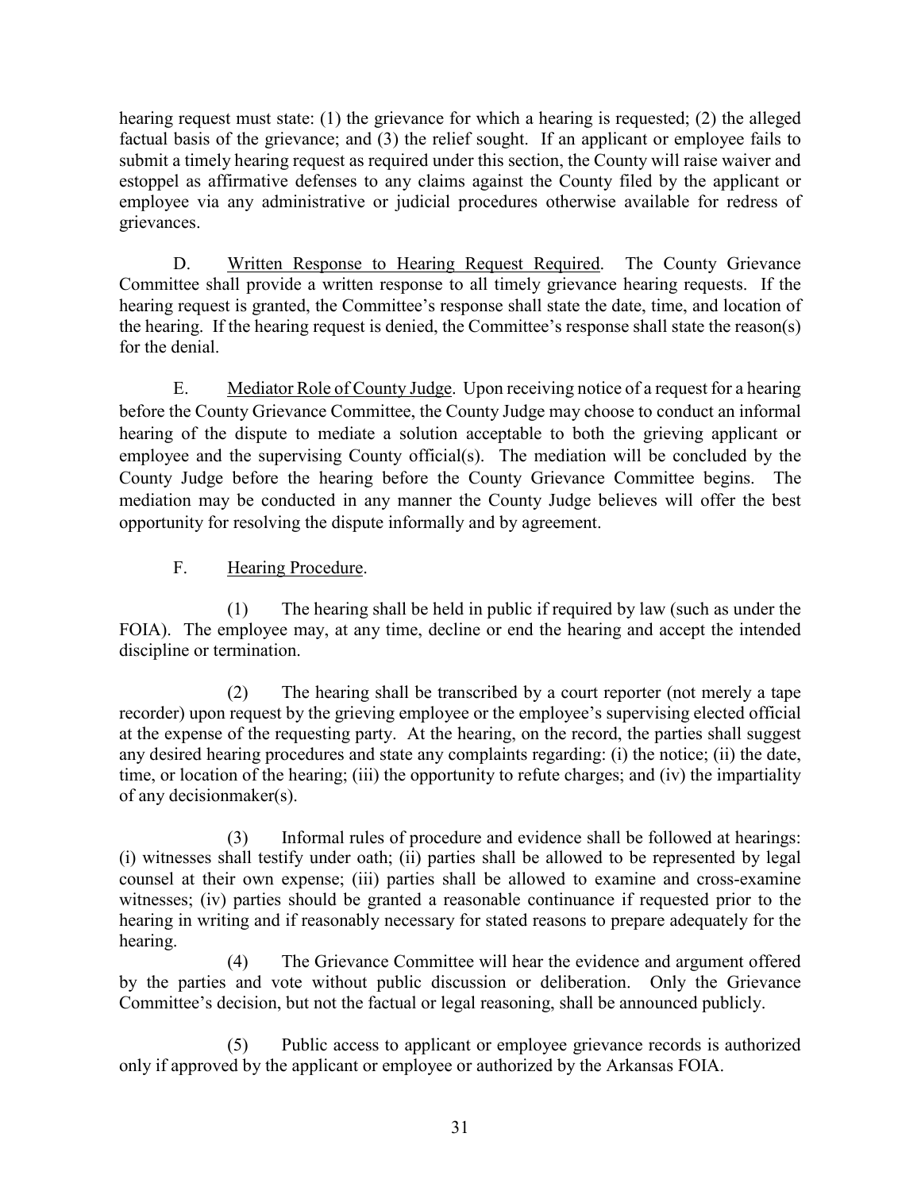hearing request must state: (1) the grievance for which a hearing is requested; (2) the alleged factual basis of the grievance; and (3) the relief sought. If an applicant or employee fails to submit a timely hearing request as required under this section, the County will raise waiver and estoppel as affirmative defenses to any claims against the County filed by the applicant or employee via any administrative or judicial procedures otherwise available for redress of grievances.

D. Written Response to Hearing Request Required. The County Grievance Committee shall provide a written response to all timely grievance hearing requests. If the hearing request is granted, the Committee's response shall state the date, time, and location of the hearing. If the hearing request is denied, the Committee's response shall state the reason(s) for the denial.

E. Mediator Role of County Judge. Upon receiving notice of a request for a hearing before the County Grievance Committee, the County Judge may choose to conduct an informal hearing of the dispute to mediate a solution acceptable to both the grieving applicant or employee and the supervising County official(s). The mediation will be concluded by the County Judge before the hearing before the County Grievance Committee begins. The mediation may be conducted in any manner the County Judge believes will offer the best opportunity for resolving the dispute informally and by agreement.

F. Hearing Procedure.

(1) The hearing shall be held in public if required by law (such as under the FOIA). The employee may, at any time, decline or end the hearing and accept the intended discipline or termination.

(2) The hearing shall be transcribed by a court reporter (not merely a tape recorder) upon request by the grieving employee or the employee's supervising elected official at the expense of the requesting party. At the hearing, on the record, the parties shall suggest any desired hearing procedures and state any complaints regarding: (i) the notice; (ii) the date, time, or location of the hearing; (iii) the opportunity to refute charges; and (iv) the impartiality of any decisionmaker(s).

(3) Informal rules of procedure and evidence shall be followed at hearings: (i) witnesses shall testify under oath; (ii) parties shall be allowed to be represented by legal counsel at their own expense; (iii) parties shall be allowed to examine and cross-examine witnesses; (iv) parties should be granted a reasonable continuance if requested prior to the hearing in writing and if reasonably necessary for stated reasons to prepare adequately for the hearing.

(4) The Grievance Committee will hear the evidence and argument offered by the parties and vote without public discussion or deliberation. Only the Grievance Committee's decision, but not the factual or legal reasoning, shall be announced publicly.

(5) Public access to applicant or employee grievance records is authorized only if approved by the applicant or employee or authorized by the Arkansas FOIA.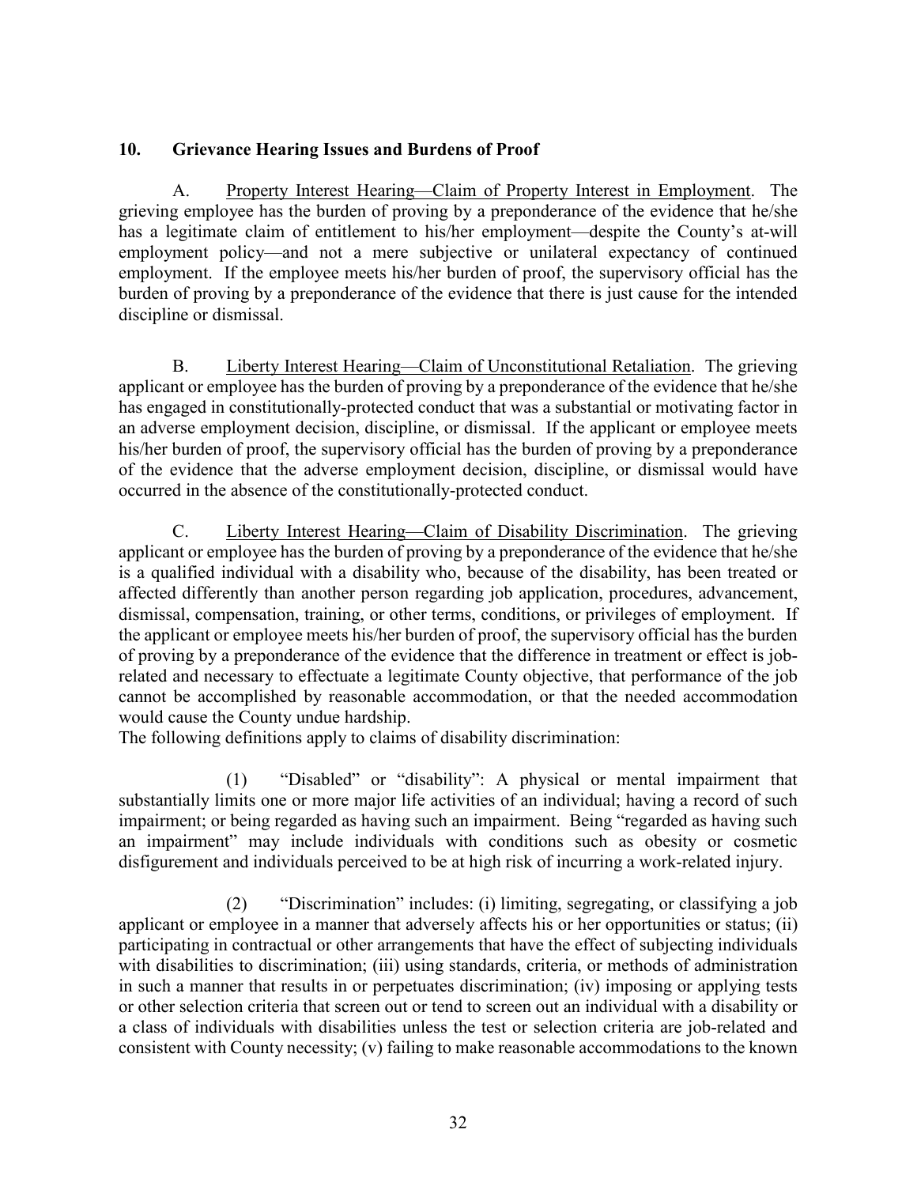## 10. Grievance Hearing Issues and Burdens of Proof

A. Property Interest Hearing—Claim of Property Interest in Employment. The grieving employee has the burden of proving by a preponderance of the evidence that he/she has a legitimate claim of entitlement to his/her employment—despite the County's at-will employment policy—and not a mere subjective or unilateral expectancy of continued employment. If the employee meets his/her burden of proof, the supervisory official has the burden of proving by a preponderance of the evidence that there is just cause for the intended discipline or dismissal.

B. Liberty Interest Hearing—Claim of Unconstitutional Retaliation. The grieving applicant or employee has the burden of proving by a preponderance of the evidence that he/she has engaged in constitutionally-protected conduct that was a substantial or motivating factor in an adverse employment decision, discipline, or dismissal. If the applicant or employee meets his/her burden of proof, the supervisory official has the burden of proving by a preponderance of the evidence that the adverse employment decision, discipline, or dismissal would have occurred in the absence of the constitutionally-protected conduct.

C. Liberty Interest Hearing—Claim of Disability Discrimination. The grieving applicant or employee has the burden of proving by a preponderance of the evidence that he/she is a qualified individual with a disability who, because of the disability, has been treated or affected differently than another person regarding job application, procedures, advancement, dismissal, compensation, training, or other terms, conditions, or privileges of employment. If the applicant or employee meets his/her burden of proof, the supervisory official has the burden of proving by a preponderance of the evidence that the difference in treatment or effect is job-related and necessary to effectuate a legitimate County objective, that performance of the job cannot be accomplished by reasonable accommodation, or that the needed accommodation would cause the County undue hardship.

The following definitions apply to claims of disability discrimination:

(1) "Disabled" or "disability": A physical or mental impairment that substantially limits one or more major life activities of an individual; having a record of such impairment; or being regarded as having such an impairment. Being "regarded as having such an impairment" may include individuals with conditions such as obesity or cosmetic disfigurement and individuals perceived to be at high risk of incurring a work-related injury.

(2) "Discrimination" includes: (i) limiting, segregating, or classifying a job applicant or employee in a manner that adversely affects his or her opportunities or status; (ii) participating in contractual or other arrangements that have the effect of subjecting individuals with disabilities to discrimination; (iii) using standards, criteria, or methods of administration in such a manner that results in or perpetuates discrimination; (iv) imposing or applying tests or other selection criteria that screen out or tend to screen out an individual with a disability or a class of individuals with disabilities unless the test or selection criteria are job-related and consistent with County necessity; (v) failing to make reasonable accommodations to the known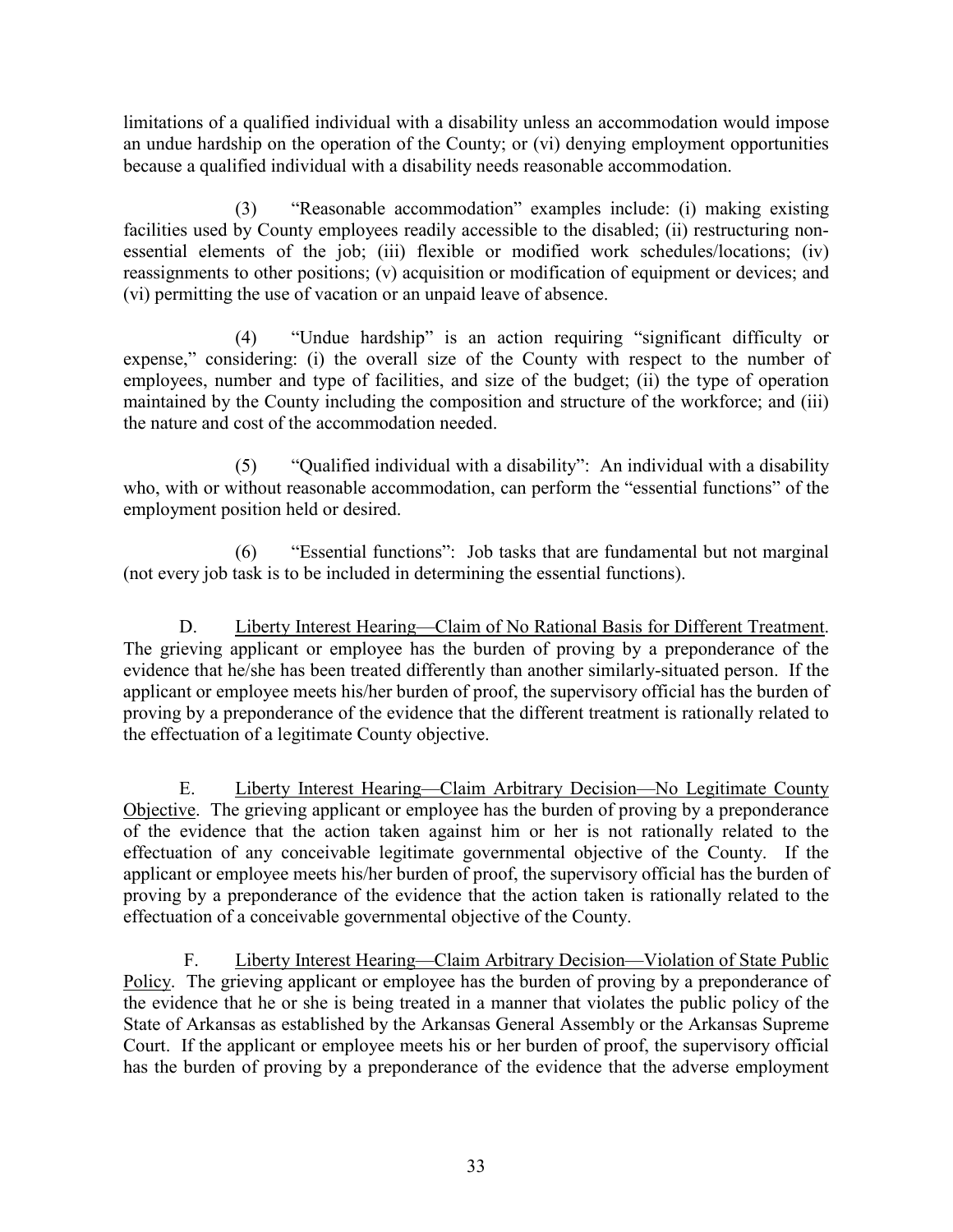limitations of a qualified individual with a disability unless an accommodation would impose an undue hardship on the operation of the County; or (vi) denying employment opportunities because a qualified individual with a disability needs reasonable accommodation.

(3) "Reasonable accommodation" examples include: (i) making existing facilities used by County employees readily accessible to the disabled; (ii) restructuring non-essential elements of the job; (iii) flexible or modified work schedules/locations; (iv) reassignments to other positions; (v) acquisition or modification of equipment or devices; and (vi) permitting the use of vacation or an unpaid leave of absence.

(4) "Undue hardship" is an action requiring "significant difficulty or expense," considering: (i) the overall size of the County with respect to the number of employees, number and type of facilities, and size of the budget; (ii) the type of operation maintained by the County including the composition and structure of the workforce; and (iii) the nature and cost of the accommodation needed.

(5) "Qualified individual with a disability": An individual with a disability who, with or without reasonable accommodation, can perform the "essential functions" of the employment position held or desired.

(6) "Essential functions": Job tasks that are fundamental but not marginal (not every job task is to be included in determining the essential functions).

D. Liberty Interest Hearing—Claim of No Rational Basis for Different Treatment. The grieving applicant or employee has the burden of proving by a preponderance of the evidence that he/she has been treated differently than another similarly-situated person. If the applicant or employee meets his/her burden of proof, the supervisory official has the burden of proving by a preponderance of the evidence that the different treatment is rationally related to the effectuation of a legitimate County objective.

E. Liberty Interest Hearing—Claim Arbitrary Decision—No Legitimate County Objective. The grieving applicant or employee has the burden of proving by a preponderance of the evidence that the action taken against him or her is not rationally related to the effectuation of any conceivable legitimate governmental objective of the County. If the applicant or employee meets his/her burden of proof, the supervisory official has the burden of proving by a preponderance of the evidence that the action taken is rationally related to the effectuation of a conceivable governmental objective of the County.

F. Liberty Interest Hearing—Claim Arbitrary Decision—Violation of State Public Policy. The grieving applicant or employee has the burden of proving by a preponderance of the evidence that he or she is being treated in a manner that violates the public policy of the State of Arkansas as established by the Arkansas General Assembly or the Arkansas Supreme Court. If the applicant or employee meets his or her burden of proof, the supervisory official has the burden of proving by a preponderance of the evidence that the adverse employment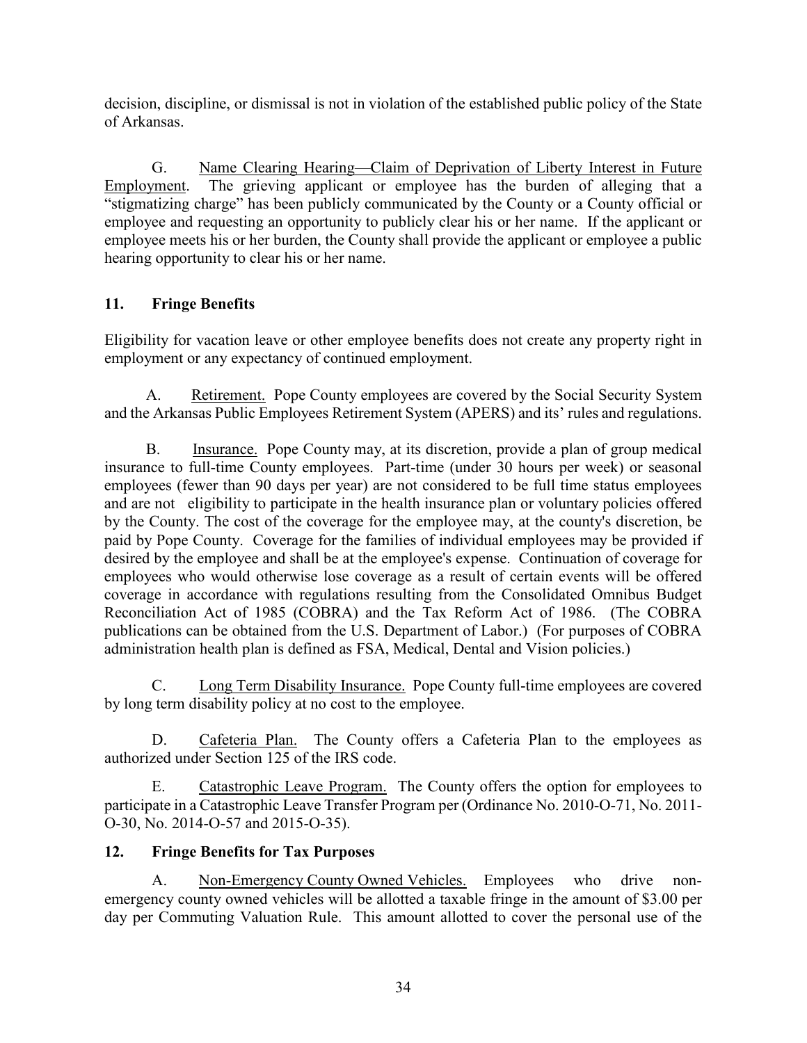decision, discipline, or dismissal is not in violation of the established public policy of the State of Arkansas.

G. Name Clearing Hearing—Claim of Deprivation of Liberty Interest in Future Employment. The grieving applicant or employee has the burden of alleging that a "stigmatizing charge" has been publicly communicated by the County or a County official or employee and requesting an opportunity to publicly clear his or her name. If the applicant or employee meets his or her burden, the County shall provide the applicant or employee a public hearing opportunity to clear his or her name.

## 11. Fringe Benefits

Eligibility for vacation leave or other employee benefits does not create any property right in employment or any expectancy of continued employment.

A. Retirement. Pope County employees are covered by the Social Security System and the Arkansas Public Employees Retirement System (APERS) and its' rules and regulations.

B. Insurance. Pope County may, at its discretion, provide a plan of group medical insurance to full-time County employees. Part-time (under 30 hours per week) or seasonal employees (fewer than 90 days per year) are not considered to be full time status employees and are not eligibility to participate in the health insurance plan or voluntary policies offered by the County. The cost of the coverage for the employee may, at the county's discretion, be paid by Pope County. Coverage for the families of individual employees may be provided if desired by the employee and shall be at the employee's expense. Continuation of coverage for employees who would otherwise lose coverage as a result of certain events will be offered coverage in accordance with regulations resulting from the Consolidated Omnibus Budget Reconciliation Act of 1985 (COBRA) and the Tax Reform Act of 1986. (The COBRA publications can be obtained from the U.S. Department of Labor.) (For purposes of COBRA administration health plan is defined as FSA, Medical, Dental and Vision policies.)

C. Long Term Disability Insurance. Pope County full-time employees are covered by long term disability policy at no cost to the employee.

D. Cafeteria Plan. The County offers a Cafeteria Plan to the employees as authorized under Section 125 of the IRS code.

E. Catastrophic Leave Program. The County offers the option for employees to participate in a Catastrophic Leave Transfer Program per (Ordinance No. 2010-O-71, No. 2011-O-30, No. 2014-O-57 and 2015-O-35).

## 12. Fringe Benefits for Tax Purposes

A. Non-Emergency County Owned Vehicles. Employees who drive non-emergency county owned vehicles will be allotted a taxable fringe in the amount of $3.00 per day per Commuting Valuation Rule. This amount allotted to cover the personal use of the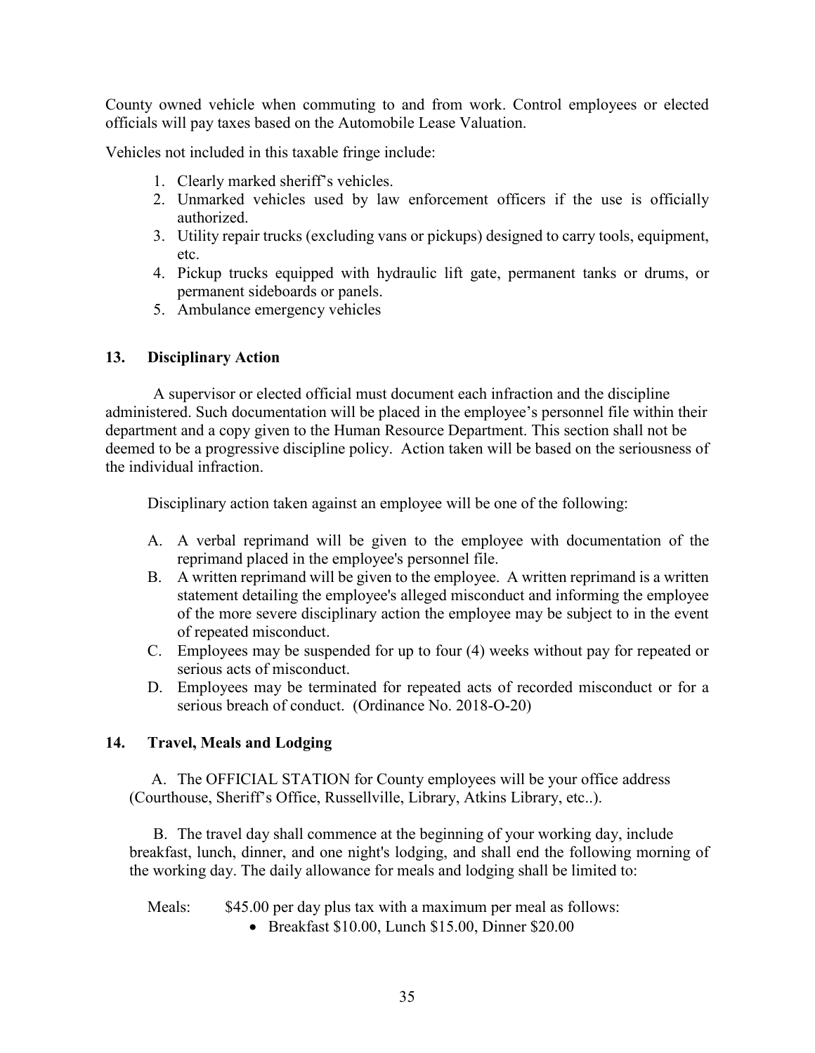County owned vehicle when commuting to and from work. Control employees or elected officials will pay taxes based on the Automobile Lease Valuation.

Vehicles not included in this taxable fringe include:

1. Clearly marked sheriff's vehicles.
2. Unmarked vehicles used by law enforcement officers if the use is officially authorized.
3. Utility repair trucks (excluding vans or pickups) designed to carry tools, equipment, etc.
4. Pickup trucks equipped with hydraulic lift gate, permanent tanks or drums, or permanent sideboards or panels.
5. Ambulance emergency vehicles

## 13. Disciplinary Action

A supervisor or elected official must document each infraction and the discipline administered. Such documentation will be placed in the employee's personnel file within their department and a copy given to the Human Resource Department. This section shall not be deemed to be a progressive discipline policy. Action taken will be based on the seriousness of the individual infraction.

Disciplinary action taken against an employee will be one of the following:

A. A verbal reprimand will be given to the employee with documentation of the reprimand placed in the employee's personnel file.
B. A written reprimand will be given to the employee. A written reprimand is a written statement detailing the employee's alleged misconduct and informing the employee of the more severe disciplinary action the employee may be subject to in the event of repeated misconduct.
C. Employees may be suspended for up to four (4) weeks without pay for repeated or serious acts of misconduct.
D. Employees may be terminated for repeated acts of recorded misconduct or for a serious breach of conduct. (Ordinance No. 2018-O-20)

## 14. Travel, Meals and Lodging

A. The OFFICIAL STATION for County employees will be your office address (Courthouse, Sheriff's Office, Russellville, Library, Atkins Library, etc..).

B. The travel day shall commence at the beginning of your working day, include breakfast, lunch, dinner, and one night's lodging, and shall end the following morning of the working day. The daily allowance for meals and lodging shall be limited to:

Meals: $45.00 per day plus tax with a maximum per meal as follows:

- Breakfast $10.00, Lunch $15.00, Dinner $20.00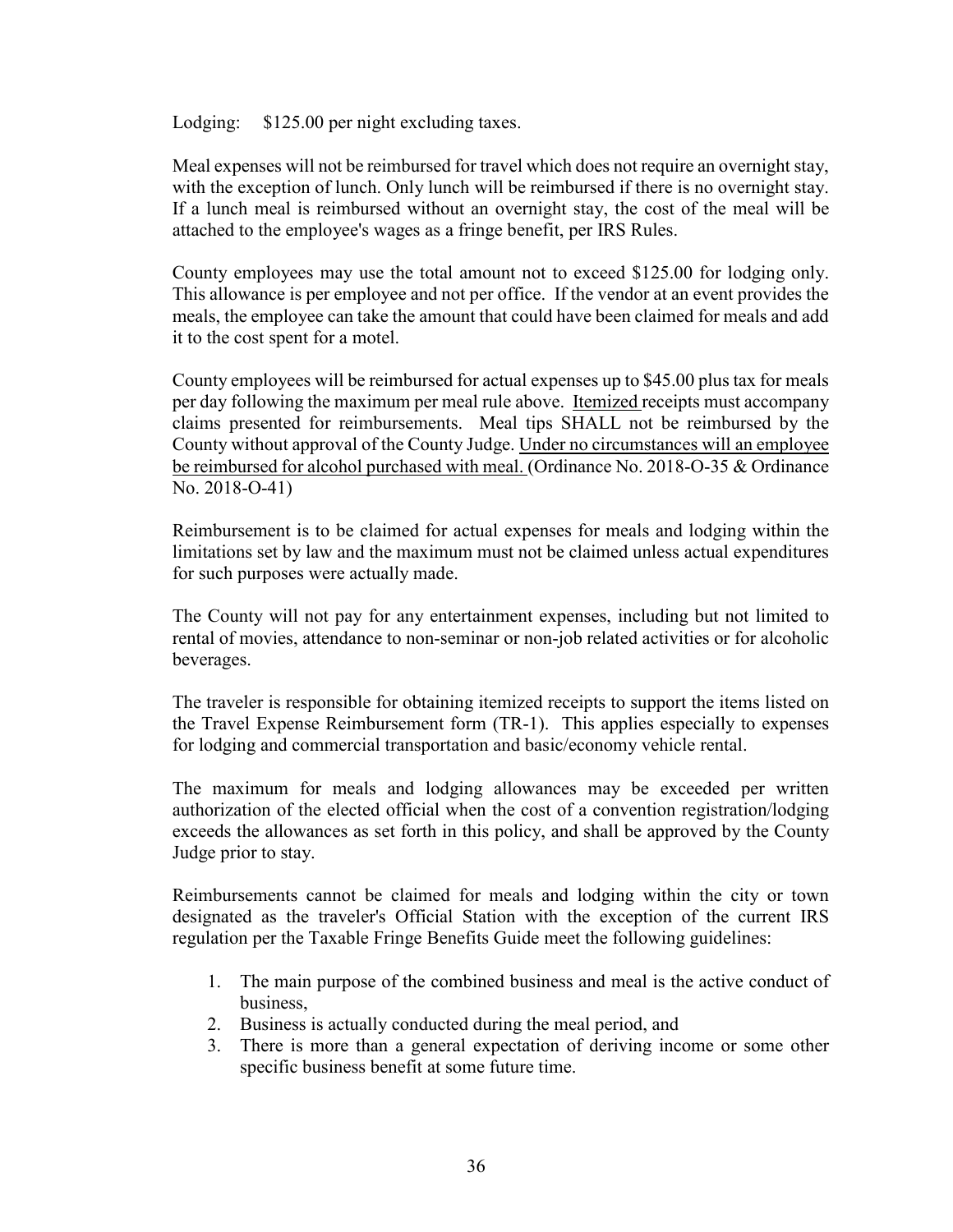Lodging: $125.00 per night excluding taxes.

Meal expenses will not be reimbursed for travel which does not require an overnight stay, with the exception of lunch. Only lunch will be reimbursed if there is no overnight stay. If a lunch meal is reimbursed without an overnight stay, the cost of the meal will be attached to the employee's wages as a fringe benefit, per IRS Rules.

County employees may use the total amount not to exceed $125.00 for lodging only. This allowance is per employee and not per office. If the vendor at an event provides the meals, the employee can take the amount that could have been claimed for meals and add it to the cost spent for a motel.

County employees will be reimbursed for actual expenses up to $45.00 plus tax for meals per day following the maximum per meal rule above. Itemized receipts must accompany claims presented for reimbursements. Meal tips SHALL not be reimbursed by the County without approval of the County Judge. Under no circumstances will an employee be reimbursed for alcohol purchased with meal. (Ordinance No. 2018-O-35 & Ordinance No. 2018-O-41)

Reimbursement is to be claimed for actual expenses for meals and lodging within the limitations set by law and the maximum must not be claimed unless actual expenditures for such purposes were actually made.

The County will not pay for any entertainment expenses, including but not limited to rental of movies, attendance to non-seminar or non-job related activities or for alcoholic beverages.

The traveler is responsible for obtaining itemized receipts to support the items listed on the Travel Expense Reimbursement form (TR-1). This applies especially to expenses for lodging and commercial transportation and basic/economy vehicle rental.

The maximum for meals and lodging allowances may be exceeded per written authorization of the elected official when the cost of a convention registration/lodging exceeds the allowances as set forth in this policy, and shall be approved by the County Judge prior to stay.

Reimbursements cannot be claimed for meals and lodging within the city or town designated as the traveler's Official Station with the exception of the current IRS regulation per the Taxable Fringe Benefits Guide meet the following guidelines:

1. The main purpose of the combined business and meal is the active conduct of business,
2. Business is actually conducted during the meal period, and
3. There is more than a general expectation of deriving income or some other specific business benefit at some future time.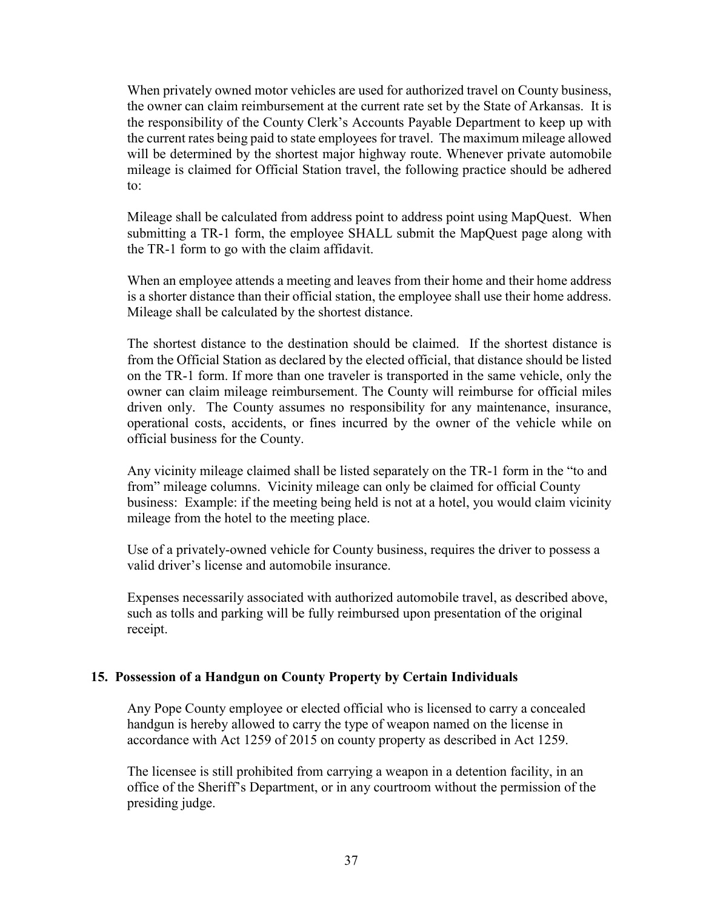When privately owned motor vehicles are used for authorized travel on County business, the owner can claim reimbursement at the current rate set by the State of Arkansas. It is the responsibility of the County Clerk's Accounts Payable Department to keep up with the current rates being paid to state employees for travel. The maximum mileage allowed will be determined by the shortest major highway route. Whenever private automobile mileage is claimed for Official Station travel, the following practice should be adhered to:

Mileage shall be calculated from address point to address point using MapQuest. When submitting a TR-1 form, the employee SHALL submit the MapQuest page along with the TR-1 form to go with the claim affidavit.

When an employee attends a meeting and leaves from their home and their home address is a shorter distance than their official station, the employee shall use their home address. Mileage shall be calculated by the shortest distance.

The shortest distance to the destination should be claimed. If the shortest distance is from the Official Station as declared by the elected official, that distance should be listed on the TR-1 form. If more than one traveler is transported in the same vehicle, only the owner can claim mileage reimbursement. The County will reimburse for official miles driven only. The County assumes no responsibility for any maintenance, insurance, operational costs, accidents, or fines incurred by the owner of the vehicle while on official business for the County.

Any vicinity mileage claimed shall be listed separately on the TR-1 form in the "to and from" mileage columns. Vicinity mileage can only be claimed for official County business: Example: if the meeting being held is not at a hotel, you would claim vicinity mileage from the hotel to the meeting place.

Use of a privately-owned vehicle for County business, requires the driver to possess a valid driver's license and automobile insurance.

Expenses necessarily associated with authorized automobile travel, as described above, such as tolls and parking will be fully reimbursed upon presentation of the original receipt.

### 15. Possession of a Handgun on County Property by Certain Individuals

Any Pope County employee or elected official who is licensed to carry a concealed handgun is hereby allowed to carry the type of weapon named on the license in accordance with Act 1259 of 2015 on county property as described in Act 1259.

The licensee is still prohibited from carrying a weapon in a detention facility, in an office of the Sheriff's Department, or in any courtroom without the permission of the presiding judge.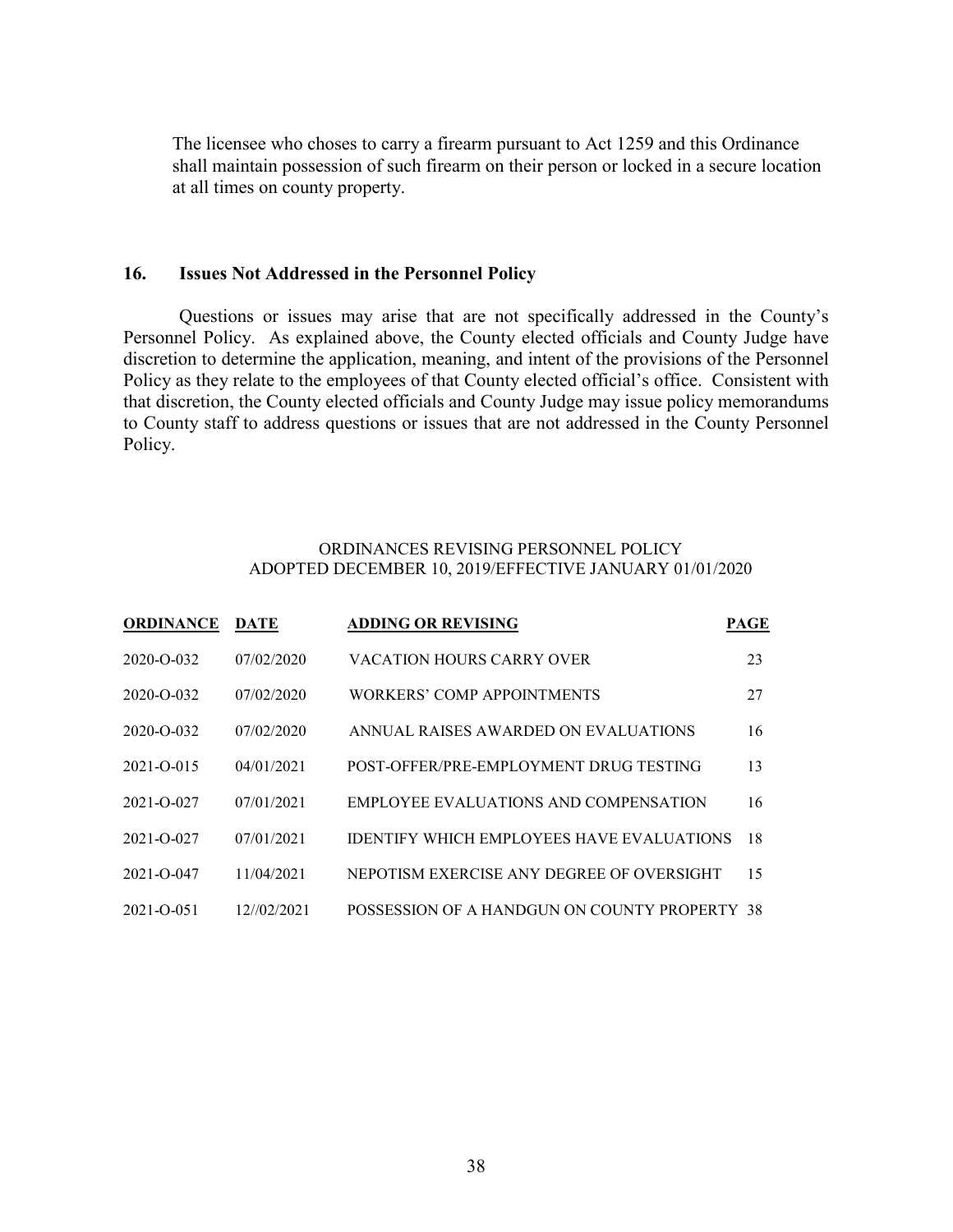The licensee who choses to carry a firearm pursuant to Act 1259 and this Ordinance shall maintain possession of such firearm on their person or locked in a secure location at all times on county property.

## 16. Issues Not Addressed in the Personnel Policy

Questions or issues may arise that are not specifically addressed in the County's Personnel Policy. As explained above, the County elected officials and County Judge have discretion to determine the application, meaning, and intent of the provisions of the Personnel Policy as they relate to the employees of that County elected official's office. Consistent with that discretion, the County elected officials and County Judge may issue policy memorandums to County staff to address questions or issues that are not addressed in the County Personnel Policy.

ORDINANCES REVISING PERSONNEL POLICY
ADOPTED DECEMBER 10, 2019/EFFECTIVE JANUARY 01/01/2020

| ORDINANCE | DATE | ADDING OR REVISING | PAGE |
|---|---|---|---|
| 2020-O-032 | 07/02/2020 | VACATION HOURS CARRY OVER | 23 |
| 2020-O-032 | 07/02/2020 | WORKERS' COMP APPOINTMENTS | 27 |
| 2020-O-032 | 07/02/2020 | ANNUAL RAISES AWARDED ON EVALUATIONS | 16 |
| 2021-O-015 | 04/01/2021 | POST-OFFER/PRE-EMPLOYMENT DRUG TESTING | 13 |
| 2021-O-027 | 07/01/2021 | EMPLOYEE EVALUATIONS AND COMPENSATION | 16 |
| 2021-O-027 | 07/01/2021 | IDENTIFY WHICH EMPLOYEES HAVE EVALUATIONS | 18 |
| 2021-O-047 | 11/04/2021 | NEPOTISM EXERCISE ANY DEGREE OF OVERSIGHT | 15 |
| 2021-O-051 | 12//02/2021 | POSSESSION OF A HANDGUN ON COUNTY PROPERTY | 38 |